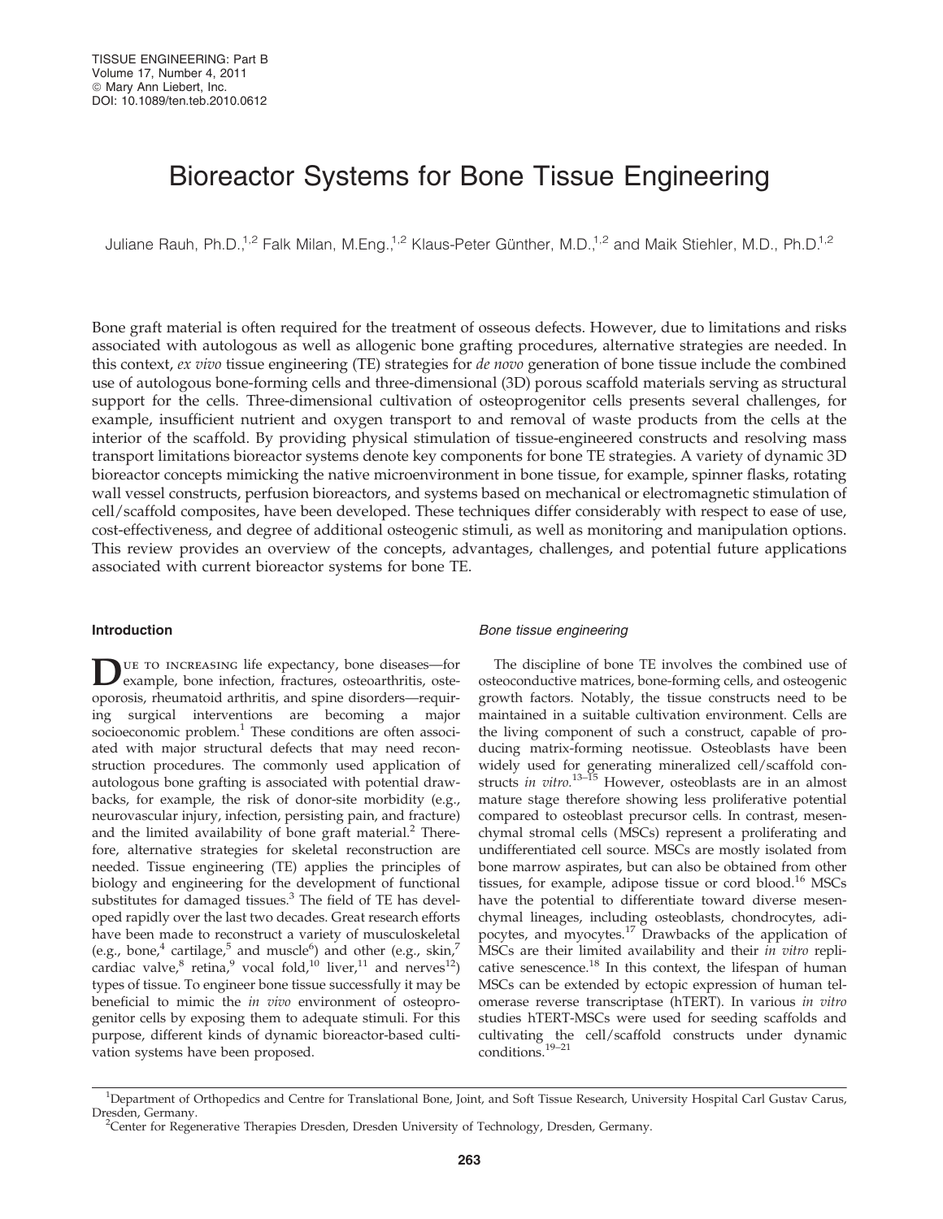# Bioreactor Systems for Bone Tissue Engineering

Juliane Rauh, Ph.D.,[1,2] Falk Milan, M.Eng.,[1,2] Klaus-Peter Günther, M.D.,[1,2] and Maik Stiehler, M.D., Ph.D.[1,2]

Bone graft material is often required for the treatment of osseous defects. However, due to limitations and risks associated with autologous as well as allogenic bone grafting procedures, alternative strategies are needed. In this context, *ex vivo* tissue engineering (TE) strategies for *de novo* generation of bone tissue include the combined use of autologous bone-forming cells and three-dimensional (3D) porous scaffold materials serving as structural support for the cells. Three-dimensional cultivation of osteoprogenitor cells presents several challenges, for example, insufficient nutrient and oxygen transport to and removal of waste products from the cells at the interior of the scaffold. By providing physical stimulation of tissue-engineered constructs and resolving mass transport limitations bioreactor systems denote key components for bone TE strategies. A variety of dynamic 3D bioreactor concepts mimicking the native microenvironment in bone tissue, for example, spinner flasks, rotating wall vessel constructs, perfusion bioreactors, and systems based on mechanical or electromagnetic stimulation of cell/scaffold composites, have been developed. These techniques differ considerably with respect to ease of use, cost-effectiveness, and degree of additional osteogenic stimuli, as well as monitoring and manipulation options. This review provides an overview of the concepts, advantages, challenges, and potential future applications associated with current bioreactor systems for bone TE.

## Introduction

Due to increasing life expectancy, bone diseases—for example, bone infection, fractures, osteoarthritis, osteoporosis, rheumatoid arthritis, and spine disorders—requiring surgical interventions are becoming a major socioeconomic problem.[1] These conditions are often associated with major structural defects that may need reconstruction procedures. The commonly used application of autologous bone grafting is associated with potential drawbacks, for example, the risk of donor-site morbidity (e.g., neurovascular injury, infection, persisting pain, and fracture) and the limited availability of bone graft material.[2] Therefore, alternative strategies for skeletal reconstruction are needed. Tissue engineering (TE) applies the principles of biology and engineering for the development of functional substitutes for damaged tissues.[3] The field of TE has developed rapidly over the last two decades. Great research efforts have been made to reconstruct a variety of musculoskeletal (e.g., bone,[4] cartilage,[5] and muscle[6]) and other (e.g., skin,[7] cardiac valve,[8] retina,[9] vocal fold,[10] liver,[11] and nerves[12]) types of tissue. To engineer bone tissue successfully it may be beneficial to mimic the *in vivo* environment of osteoprogenitor cells by exposing them to adequate stimuli. For this purpose, different kinds of dynamic bioreactor-based cultivation systems have been proposed.

### Bone tissue engineering

The discipline of bone TE involves the combined use of osteoconductive matrices, bone-forming cells, and osteogenic growth factors. Notably, the tissue constructs need to be maintained in a suitable cultivation environment. Cells are the living component of such a construct, capable of producing matrix-forming neotissue. Osteoblasts have been widely used for generating mineralized cell/scaffold constructs *in vitro*.[13–15] However, osteoblasts are in an almost mature stage therefore showing less proliferative potential compared to osteoblast precursor cells. In contrast, mesenchymal stromal cells (MSCs) represent a proliferating and undifferentiated cell source. MSCs are mostly isolated from bone marrow aspirates, but can also be obtained from other tissues, for example, adipose tissue or cord blood.[16] MSCs have the potential to differentiate toward diverse mesenchymal lineages, including osteoblasts, chondrocytes, adipocytes, and myocytes.[17] Drawbacks of the application of MSCs are their limited availability and their *in vitro* replicative senescence.[18] In this context, the lifespan of human MSCs can be extended by ectopic expression of human telomerase reverse transcriptase (hTERT). In various *in vitro* studies hTERT-MSCs were used for seeding scaffolds and cultivating the cell/scaffold constructs under dynamic conditions.[19–21]

[1]Department of Orthopedics and Centre for Translational Bone, Joint, and Soft Tissue Research, University Hospital Carl Gustav Carus, Dresden, Germany.

[2]Center for Regenerative Therapies Dresden, Dresden University of Technology, Dresden, Germany.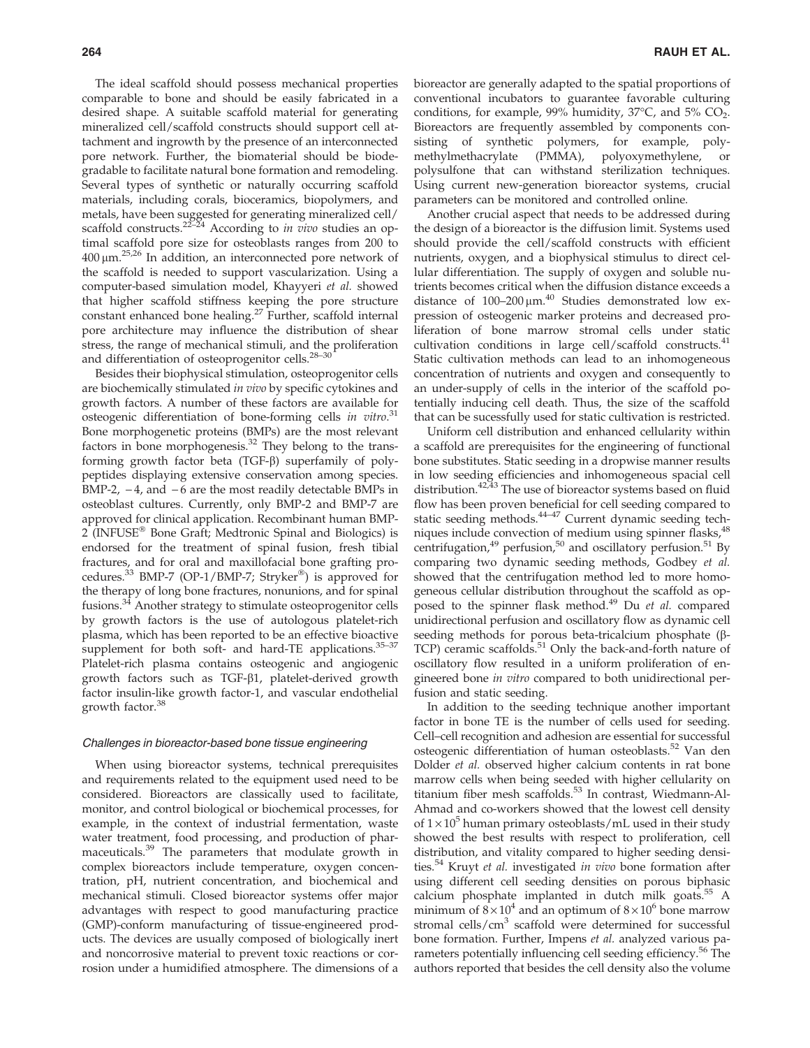The ideal scaffold should possess mechanical properties comparable to bone and should be easily fabricated in a desired shape. A suitable scaffold material for generating mineralized cell/scaffold constructs should support cell attachment and ingrowth by the presence of an interconnected pore network. Further, the biomaterial should be biodegradable to facilitate natural bone formation and remodeling. Several types of synthetic or naturally occurring scaffold materials, including corals, bioceramics, biopolymers, and metals, have been suggested for generating mineralized cell/scaffold constructs.[22–24] According to *in vivo* studies an optimal scaffold pore size for osteoblasts ranges from 200 to 400 μm.[25,26] In addition, an interconnected pore network of the scaffold is needed to support vascularization. Using a computer-based simulation model, Khayyeri *et al.* showed that higher scaffold stiffness keeping the pore structure constant enhanced bone healing.[27] Further, scaffold internal pore architecture may influence the distribution of shear stress, the range of mechanical stimuli, and the proliferation and differentiation of osteoprogenitor cells.[28–30]

Besides their biophysical stimulation, osteoprogenitor cells are biochemically stimulated *in vivo* by specific cytokines and growth factors. A number of these factors are available for osteogenic differentiation of bone-forming cells *in vitro*.[31] Bone morphogenetic proteins (BMPs) are the most relevant factors in bone morphogenesis.[32] They belong to the transforming growth factor beta (TGF-β) superfamily of polypeptides displaying extensive conservation among species. BMP-2, −4, and −6 are the most readily detectable BMPs in osteoblast cultures. Currently, only BMP-2 and BMP-7 are approved for clinical application. Recombinant human BMP-2 (INFUSE® Bone Graft; Medtronic Spinal and Biologics) is endorsed for the treatment of spinal fusion, fresh tibial fractures, and for oral and maxillofacial bone grafting procedures.[33] BMP-7 (OP-1/BMP-7; Stryker®) is approved for the therapy of long bone fractures, nonunions, and for spinal fusions.[34] Another strategy to stimulate osteoprogenitor cells by growth factors is the use of autologous platelet-rich plasma, which has been reported to be an effective bioactive supplement for both soft- and hard-TE applications.[35–37] Platelet-rich plasma contains osteogenic and angiogenic growth factors such as TGF-β1, platelet-derived growth factor insulin-like growth factor-1, and vascular endothelial growth factor.[38]

### Challenges in bioreactor-based bone tissue engineering

When using bioreactor systems, technical prerequisites and requirements related to the equipment used need to be considered. Bioreactors are classically used to facilitate, monitor, and control biological or biochemical processes, for example, in the context of industrial fermentation, waste water treatment, food processing, and production of pharmaceuticals.[39] The parameters that modulate growth in complex bioreactors include temperature, oxygen concentration, pH, nutrient concentration, and biochemical and mechanical stimuli. Closed bioreactor systems offer major advantages with respect to good manufacturing practice (GMP)-conform manufacturing of tissue-engineered products. The devices are usually composed of biologically inert and noncorrosive material to prevent toxic reactions or corrosion under a humidified atmosphere. The dimensions of a bioreactor are generally adapted to the spatial proportions of conventional incubators to guarantee favorable culturing conditions, for example, 99% humidity, 37°C, and 5% $CO_2$. Bioreactors are frequently assembled by components consisting of synthetic polymers, for example, polymethylmethacrylate (PMMA), polyoxymethylene, or polysulfone that can withstand sterilization techniques. Using current new-generation bioreactor systems, crucial parameters can be monitored and controlled online.

Another crucial aspect that needs to be addressed during the design of a bioreactor is the diffusion limit. Systems used should provide the cell/scaffold constructs with efficient nutrients, oxygen, and a biophysical stimulus to direct cellular differentiation. The supply of oxygen and soluble nutrients becomes critical when the diffusion distance exceeds a distance of 100–200 μm.[40] Studies demonstrated low expression of osteogenic marker proteins and decreased proliferation of bone marrow stromal cells under static cultivation conditions in large cell/scaffold constructs.[41] Static cultivation methods can lead to an inhomogeneous concentration of nutrients and oxygen and consequently to an under-supply of cells in the interior of the scaffold potentially inducing cell death. Thus, the size of the scaffold that can be sucessfully used for static cultivation is restricted.

Uniform cell distribution and enhanced cellularity within a scaffold are prerequisites for the engineering of functional bone substitutes. Static seeding in a dropwise manner results in low seeding efficiencies and inhomogeneous spacial cell distribution.[42,43] The use of bioreactor systems based on fluid flow has been proven beneficial for cell seeding compared to static seeding methods.[44–47] Current dynamic seeding techniques include convection of medium using spinner flasks,[48] centrifugation,[49] perfusion,[50] and oscillatory perfusion.[51] By comparing two dynamic seeding methods, Godbey *et al.* showed that the centrifugation method led to more homogeneous cellular distribution throughout the scaffold as opposed to the spinner flask method.[49] Du *et al.* compared unidirectional perfusion and oscillatory flow as dynamic cell seeding methods for porous beta-tricalcium phosphate (β-TCP) ceramic scaffolds.[51] Only the back-and-forth nature of oscillatory flow resulted in a uniform proliferation of engineered bone *in vitro* compared to both unidirectional perfusion and static seeding.

In addition to the seeding technique another important factor in bone TE is the number of cells used for seeding. Cell–cell recognition and adhesion are essential for successful osteogenic differentiation of human osteoblasts.[52] Van den Dolder *et al.* observed higher calcium contents in rat bone marrow cells when being seeded with higher cellularity on titanium fiber mesh scaffolds.[53] In contrast, Wiedmann-Al-Ahmad and co-workers showed that the lowest cell density of $1\times10^5$ human primary osteoblasts/mL used in their study showed the best results with respect to proliferation, cell distribution, and vitality compared to higher seeding densities.[54] Kruyt *et al.* investigated *in vivo* bone formation after using different cell seeding densities on porous biphasic calcium phosphate implanted in dutch milk goats.[55] A minimum of $8\times10^4$ and an optimum of $8\times10^6$ bone marrow stromal cells/cm$^3$ scaffold were determined for successful bone formation. Further, Impens *et al.* analyzed various parameters potentially influencing cell seeding efficiency.[56] The authors reported that besides the cell density also the volume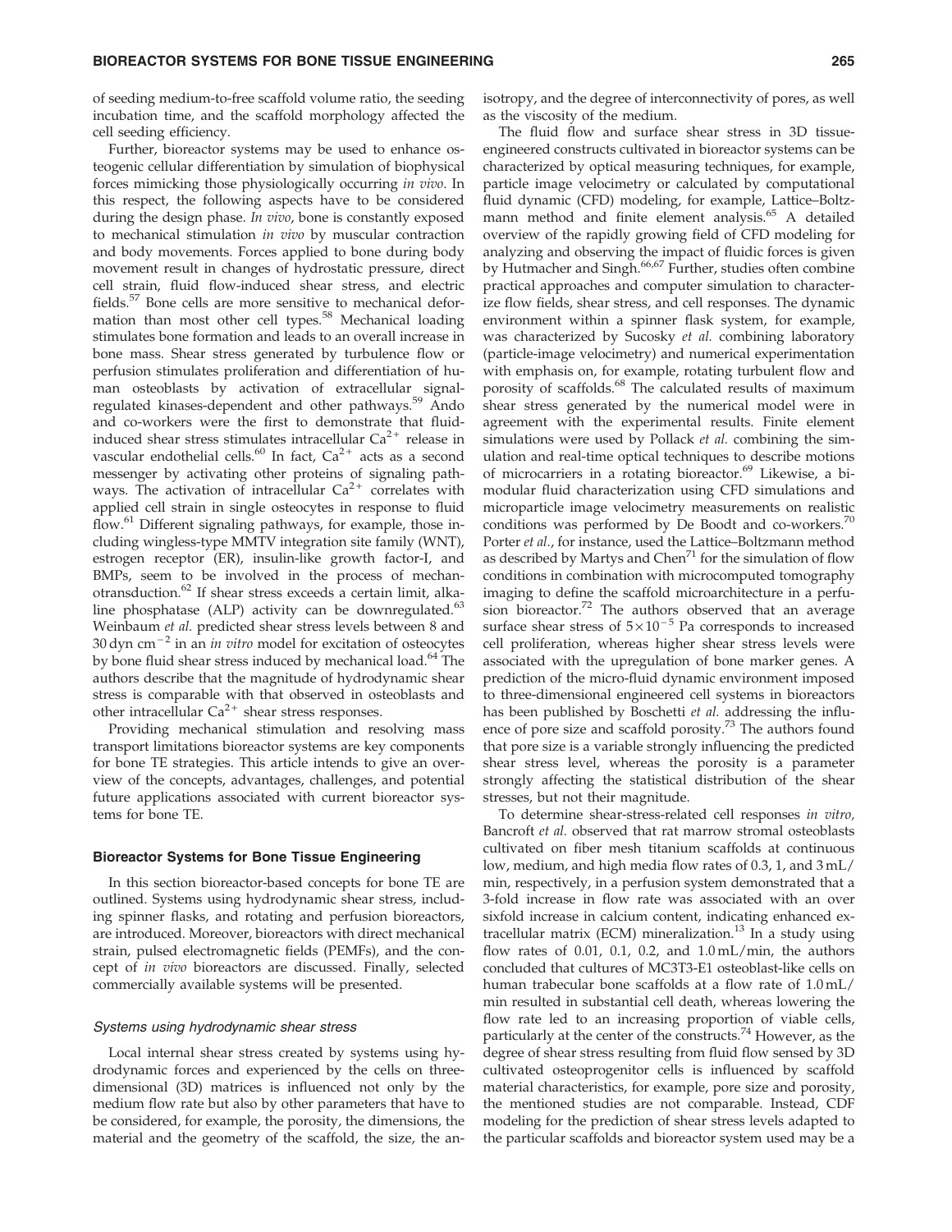of seeding medium-to-free scaffold volume ratio, the seeding incubation time, and the scaffold morphology affected the cell seeding efficiency.

Further, bioreactor systems may be used to enhance osteogenic cellular differentiation by simulation of biophysical forces mimicking those physiologically occurring *in vivo*. In this respect, the following aspects have to be considered during the design phase. *In vivo*, bone is constantly exposed to mechanical stimulation *in vivo* by muscular contraction and body movements. Forces applied to bone during body movement result in changes of hydrostatic pressure, direct cell strain, fluid flow-induced shear stress, and electric fields.[57] Bone cells are more sensitive to mechanical deformation than most other cell types.[58] Mechanical loading stimulates bone formation and leads to an overall increase in bone mass. Shear stress generated by turbulence flow or perfusion stimulates proliferation and differentiation of human osteoblasts by activation of extracellular signal-regulated kinases-dependent and other pathways.[59] Ando and co-workers were the first to demonstrate that fluid-induced shear stress stimulates intracellular $Ca^{2+}$ release in vascular endothelial cells.[60] In fact, $Ca^{2+}$ acts as a second messenger by activating other proteins of signaling pathways. The activation of intracellular $Ca^{2+}$ correlates with applied cell strain in single osteocytes in response to fluid flow.[61] Different signaling pathways, for example, those including wingless-type MMTV integration site family (WNT), estrogen receptor (ER), insulin-like growth factor-I, and BMPs, seem to be involved in the process of mechanotransduction.[62] If shear stress exceeds a certain limit, alkaline phosphatase (ALP) activity can be downregulated.[63] Weinbaum *et al.* predicted shear stress levels between 8 and 30 dyn $cm^{-2}$ in an *in vitro* model for excitation of osteocytes by bone fluid shear stress induced by mechanical load.[64] The authors describe that the magnitude of hydrodynamic shear stress is comparable with that observed in osteoblasts and other intracellular $Ca^{2+}$ shear stress responses.

Providing mechanical stimulation and resolving mass transport limitations bioreactor systems are key components for bone TE strategies. This article intends to give an overview of the concepts, advantages, challenges, and potential future applications associated with current bioreactor systems for bone TE.

## Bioreactor Systems for Bone Tissue Engineering

In this section bioreactor-based concepts for bone TE are outlined. Systems using hydrodynamic shear stress, including spinner flasks, and rotating and perfusion bioreactors, are introduced. Moreover, bioreactors with direct mechanical strain, pulsed electromagnetic fields (PEMFs), and the concept of *in vivo* bioreactors are discussed. Finally, selected commercially available systems will be presented.

### *Systems using hydrodynamic shear stress*

Local internal shear stress created by systems using hydrodynamic forces and experienced by the cells on three-dimensional (3D) matrices is influenced not only by the medium flow rate but also by other parameters that have to be considered, for example, the porosity, the dimensions, the material and the geometry of the scaffold, the size, the anisotropy, and the degree of interconnectivity of pores, as well as the viscosity of the medium.

The fluid flow and surface shear stress in 3D tissue-engineered constructs cultivated in bioreactor systems can be characterized by optical measuring techniques, for example, particle image velocimetry or calculated by computational fluid dynamic (CFD) modeling, for example, Lattice–Boltzmann method and finite element analysis.[65] A detailed overview of the rapidly growing field of CFD modeling for analyzing and observing the impact of fluidic forces is given by Hutmacher and Singh.[66,67] Further, studies often combine practical approaches and computer simulation to characterize flow fields, shear stress, and cell responses. The dynamic environment within a spinner flask system, for example, was characterized by Sucosky *et al.* combining laboratory (particle-image velocimetry) and numerical experimentation with emphasis on, for example, rotating turbulent flow and porosity of scaffolds.[68] The calculated results of maximum shear stress generated by the numerical model were in agreement with the experimental results. Finite element simulations were used by Pollack *et al.* combining the simulation and real-time optical techniques to describe motions of microcarriers in a rotating bioreactor.[69] Likewise, a bimodular fluid characterization using CFD simulations and microparticle image velocimetry measurements on realistic conditions was performed by De Boodt and co-workers.[70] Porter *et al.*, for instance, used the Lattice–Boltzmann method as described by Martys and Chen[71] for the simulation of flow conditions in combination with microcomputed tomography imaging to define the scaffold microarchitecture in a perfusion bioreactor.[72] The authors observed that an average surface shear stress of $5 \times 10^{-5}$ Pa corresponds to increased cell proliferation, whereas higher shear stress levels were associated with the upregulation of bone marker genes. A prediction of the micro-fluid dynamic environment imposed to three-dimensional engineered cell systems in bioreactors has been published by Boschetti *et al.* addressing the influence of pore size and scaffold porosity.[73] The authors found that pore size is a variable strongly influencing the predicted shear stress level, whereas the porosity is a parameter strongly affecting the statistical distribution of the shear stresses, but not their magnitude.

To determine shear-stress-related cell responses *in vitro*, Bancroft *et al.* observed that rat marrow stromal osteoblasts cultivated on fiber mesh titanium scaffolds at continuous low, medium, and high media flow rates of 0.3, 1, and 3 mL/min, respectively, in a perfusion system demonstrated that a 3-fold increase in flow rate was associated with an over sixfold increase in calcium content, indicating enhanced extracellular matrix (ECM) mineralization.[13] In a study using flow rates of 0.01, 0.1, 0.2, and 1.0 mL/min, the authors concluded that cultures of MC3T3-E1 osteoblast-like cells on human trabecular bone scaffolds at a flow rate of 1.0 mL/min resulted in substantial cell death, whereas lowering the flow rate led to an increasing proportion of viable cells, particularly at the center of the constructs.[74] However, as the degree of shear stress resulting from fluid flow sensed by 3D cultivated osteoprogenitor cells is influenced by scaffold material characteristics, for example, pore size and porosity, the mentioned studies are not comparable. Instead, CDF modeling for the prediction of shear stress levels adapted to the particular scaffolds and bioreactor system used may be a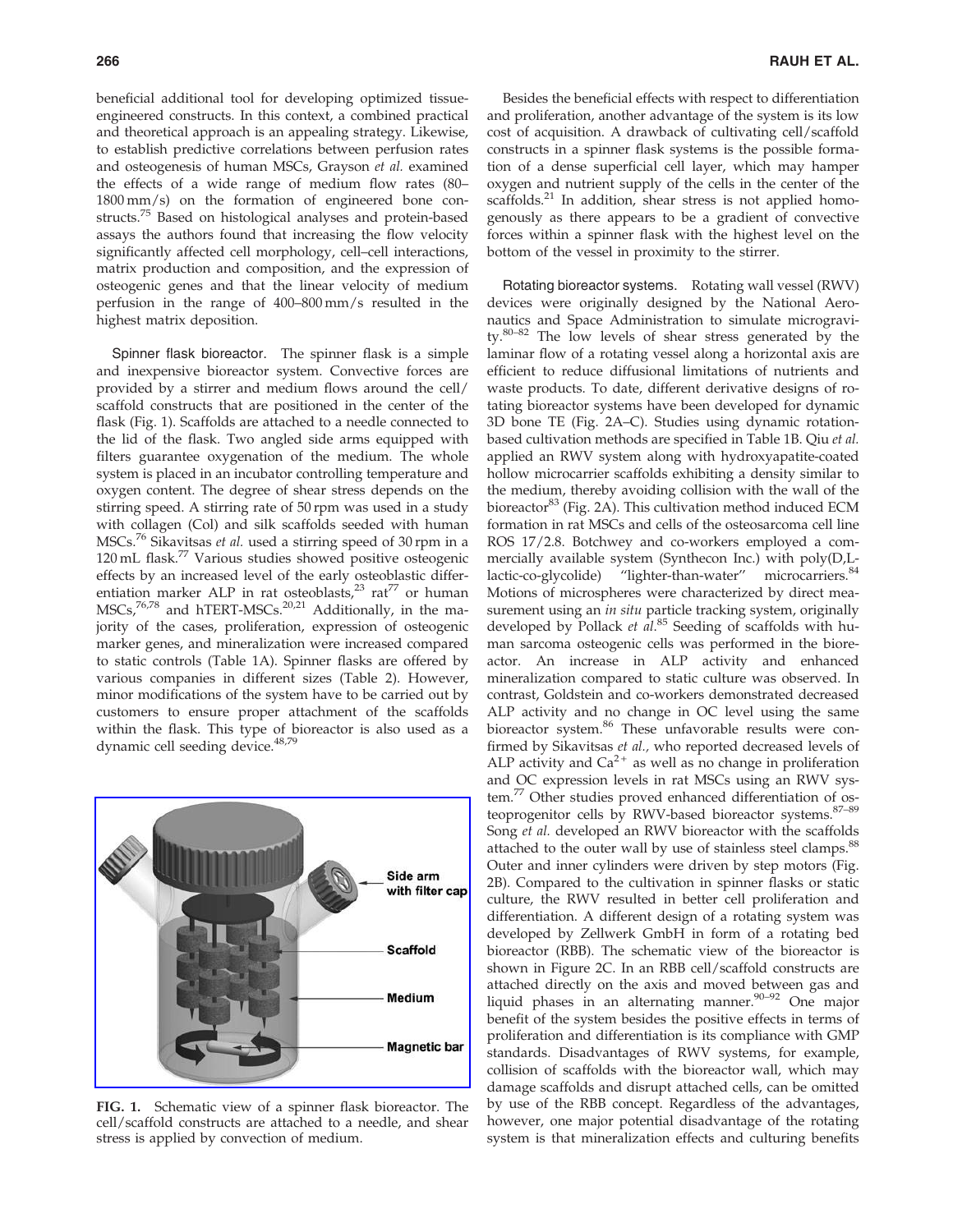beneficial additional tool for developing optimized tissue-engineered constructs. In this context, a combined practical and theoretical approach is an appealing strategy. Likewise, to establish predictive correlations between perfusion rates and osteogenesis of human MSCs, Grayson *et al.* examined the effects of a wide range of medium flow rates (80–1800 mm/s) on the formation of engineered bone constructs.[75] Based on histological analyses and protein-based assays the authors found that increasing the flow velocity significantly affected cell morphology, cell–cell interactions, matrix production and composition, and the expression of osteogenic genes and that the linear velocity of medium perfusion in the range of 400–800 mm/s resulted in the highest matrix deposition.

Spinner flask bioreactor. The spinner flask is a simple and inexpensive bioreactor system. Convective forces are provided by a stirrer and medium flows around the cell/scaffold constructs that are positioned in the center of the flask (Fig. 1). Scaffolds are attached to a needle connected to the lid of the flask. Two angled side arms equipped with filters guarantee oxygenation of the medium. The whole system is placed in an incubator controlling temperature and oxygen content. The degree of shear stress depends on the stirring speed. A stirring rate of 50 rpm was used in a study with collagen (Col) and silk scaffolds seeded with human MSCs.[76] Sikavitsas *et al.* used a stirring speed of 30 rpm in a 120 mL flask.[77] Various studies showed positive osteogenic effects by an increased level of the early osteoblastic differentiation marker ALP in rat osteoblasts,[23] rat[77] or human MSCs,[76,78] and hTERT-MSCs.[20,21] Additionally, in the majority of the cases, proliferation, expression of osteogenic marker genes, and mineralization were increased compared to static controls (Table 1A). Spinner flasks are offered by various companies in different sizes (Table 2). However, minor modifications of the system have to be carried out by customers to ensure proper attachment of the scaffolds within the flask. This type of bioreactor is also used as a dynamic cell seeding device.[48,79]

FIG. 1. Schematic view of a spinner flask bioreactor. The cell/scaffold constructs are attached to a needle, and shear stress is applied by convection of medium.

Besides the beneficial effects with respect to differentiation and proliferation, another advantage of the system is its low cost of acquisition. A drawback of cultivating cell/scaffold constructs in a spinner flask systems is the possible formation of a dense superficial cell layer, which may hamper oxygen and nutrient supply of the cells in the center of the scaffolds.[21] In addition, shear stress is not applied homogenously as there appears to be a gradient of convective forces within a spinner flask with the highest level on the bottom of the vessel in proximity to the stirrer.

Rotating bioreactor systems. Rotating wall vessel (RWV) devices were originally designed by the National Aeronautics and Space Administration to simulate microgravity.[80–82] The low levels of shear stress generated by the laminar flow of a rotating vessel along a horizontal axis are efficient to reduce diffusional limitations of nutrients and waste products. To date, different derivative designs of rotating bioreactor systems have been developed for dynamic 3D bone TE (Fig. 2A–C). Studies using dynamic rotation-based cultivation methods are specified in Table 1B. Qiu *et al.* applied an RWV system along with hydroxyapatite-coated hollow microcarrier scaffolds exhibiting a density similar to the medium, thereby avoiding collision with the wall of the bioreactor[83] (Fig. 2A). This cultivation method induced ECM formation in rat MSCs and cells of the osteosarcoma cell line ROS 17/2.8. Botchwey and co-workers employed a commercially available system (Synthecon Inc.) with poly(D,L-lactic-co-glycolide) "lighter-than-water" microcarriers.[84] Motions of microspheres were characterized by direct measurement using an *in situ* particle tracking system, originally developed by Pollack *et al.*[85] Seeding of scaffolds with human sarcoma osteogenic cells was performed in the bioreactor. An increase in ALP activity and enhanced mineralization compared to static culture was observed. In contrast, Goldstein and co-workers demonstrated decreased ALP activity and no change in OC level using the same bioreactor system.[86] These unfavorable results were confirmed by Sikavitsas *et al.*, who reported decreased levels of ALP activity and $Ca^{2+}$ as well as no change in proliferation and OC expression levels in rat MSCs using an RWV system.[77] Other studies proved enhanced differentiation of osteoprogenitor cells by RWV-based bioreactor systems.[87–89] Song *et al.* developed an RWV bioreactor with the scaffolds attached to the outer wall by use of stainless steel clamps.[88] Outer and inner cylinders were driven by step motors (Fig. 2B). Compared to the cultivation in spinner flasks or static culture, the RWV resulted in better cell proliferation and differentiation. A different design of a rotating system was developed by Zellwerk GmbH in form of a rotating bed bioreactor (RBB). The schematic view of the bioreactor is shown in Figure 2C. In an RBB cell/scaffold constructs are attached directly on the axis and moved between gas and liquid phases in an alternating manner.[90–92] One major benefit of the system besides the positive effects in terms of proliferation and differentiation is its compliance with GMP standards. Disadvantages of RWV systems, for example, collision of scaffolds with the bioreactor wall, which may damage scaffolds and disrupt attached cells, can be omitted by use of the RBB concept. Regardless of the advantages, however, one major potential disadvantage of the rotating system is that mineralization effects and culturing benefits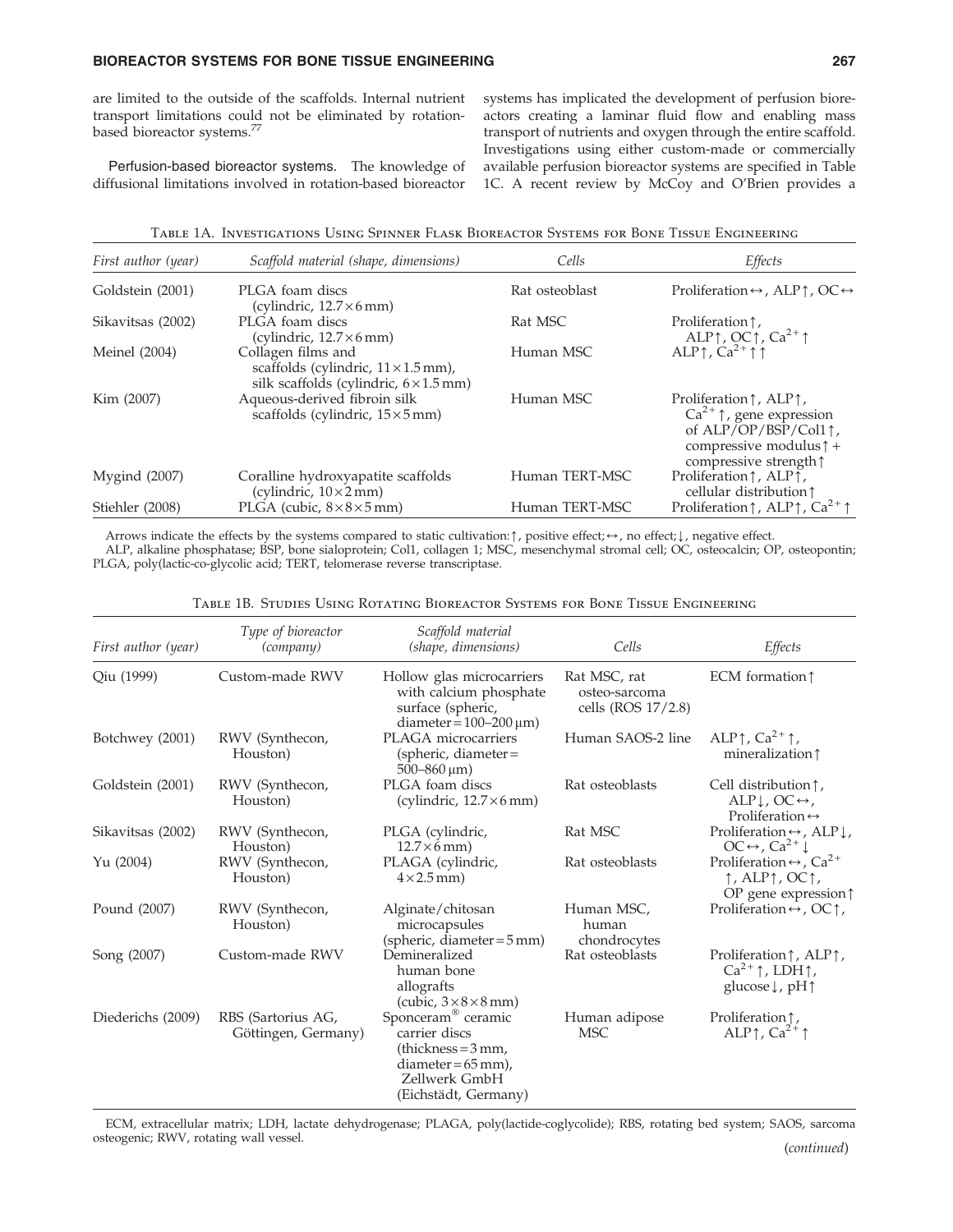are limited to the outside of the scaffolds. Internal nutrient transport limitations could not be eliminated by rotation-based bioreactor systems.[77]

Perfusion-based bioreactor systems. The knowledge of diffusional limitations involved in rotation-based bioreactor systems has implicated the development of perfusion bioreactors creating a laminar fluid flow and enabling mass transport of nutrients and oxygen through the entire scaffold. Investigations using either custom-made or commercially available perfusion bioreactor systems are specified in Table 1C. A recent review by McCoy and O'Brien provides a

Table 1A. Investigations Using Spinner Flask Bioreactor Systems for Bone Tissue Engineering

| First author (year) | Scaffold material (shape, dimensions) | Cells | Effects |
|---|---|---|---|
| Goldstein (2001) | PLGA foam discs (cylindric, 12.7×6 mm) | Rat osteoblast | Proliferation↔, ALP↑, OC↔ |
| Sikavitsas (2002) | PLGA foam discs (cylindric, 12.7×6 mm) | Rat MSC | Proliferation↑, ALP↑, OC↑, $Ca^{2+}$↑ |
| Meinel (2004) | Collagen films and scaffolds (cylindric, 11×1.5 mm), silk scaffolds (cylindric, 6×1.5 mm) | Human MSC | ALP↑, $Ca^{2+}$↑↑ |
| Kim (2007) | Aqueous-derived fibroin silk scaffolds (cylindric, 15×5 mm) | Human MSC | Proliferation↑, ALP↑, $Ca^{2+}$↑, gene expression of ALP/OP/BSP/Col1↑, compressive modulus↑ + compressive strength↑ |
| Mygind (2007) | Coralline hydroxyapatite scaffolds (cylindric, 10×2 mm) | Human TERT-MSC | Proliferation↑, ALP↑, cellular distribution↑ |
| Stiehler (2008) | PLGA (cubic, 8×8×5 mm) | Human TERT-MSC | Proliferation↑, ALP↑, $Ca^{2+}$↑ |

Arrows indicate the effects by the systems compared to static cultivation: ↑, positive effect; ↔, no effect; ↓, negative effect.
ALP, alkaline phosphatase; BSP, bone sialoprotein; Col1, collagen 1; MSC, mesenchymal stromal cell; OC, osteocalcin; OP, osteopontin; PLGA, poly(lactic-co-glycolic acid; TERT, telomerase reverse transcriptase.

Table 1B. Studies Using Rotating Bioreactor Systems for Bone Tissue Engineering

| First author (year) | Type of bioreactor (company) | Scaffold material (shape, dimensions) | Cells | Effects |
|---|---|---|---|---|
| Qiu (1999) | Custom-made RWV | Hollow glas microcarriers with calcium phosphate surface (spheric, diameter = 100–200 μm) | Rat MSC, rat osteo-sarcoma cells (ROS 17/2.8) | ECM formation↑ |
| Botchwey (2001) | RWV (Synthecon, Houston) | PLAGA microcarriers (spheric, diameter = 500–860 μm) | Human SAOS-2 line | ALP↑, $Ca^{2+}$↑, mineralization↑ |
| Goldstein (2001) | RWV (Synthecon, Houston) | PLGA foam discs (cylindric, 12.7×6 mm) | Rat osteoblasts | Cell distribution↑, ALP↓, OC↔, Proliferation↔ |
| Sikavitsas (2002) | RWV (Synthecon, Houston) | PLGA (cylindric, 12.7×6 mm) | Rat MSC | Proliferation↔, ALP↓, OC↔, $Ca^{2+}$↓ |
| Yu (2004) | RWV (Synthecon, Houston) | PLAGA (cylindric, 4×2.5 mm) | Rat osteoblasts | Proliferation↔, $Ca^{2+}$↑, ALP↑, OC↑, OP gene expression↑ |
| Pound (2007) | RWV (Synthecon, Houston) | Alginate/chitosan microcapsules (spheric, diameter = 5 mm) | Human MSC, human chondrocytes | Proliferation↔, OC↑, |
| Song (2007) | Custom-made RWV | Demineralized human bone allografts (cubic, 3×8×8 mm) | Rat osteoblasts | Proliferation↑, ALP↑, $Ca^{2+}$↑, LDH↑, glucose↓, pH↑ |
| Diederichs (2009) | RBS (Sartorius AG, Göttingen, Germany) | Sponceram® ceramic carrier discs (thickness = 3 mm, diameter = 65 mm), Zellwerk GmbH (Eichstädt, Germany) | Human adipose MSC | Proliferation↑, ALP↑, $Ca^{2+}$↑ |

ECM, extracellular matrix; LDH, lactate dehydrogenase; PLAGA, poly(lactide-coglycolide); RBS, rotating bed system; SAOS, sarcoma osteogenic; RWV, rotating wall vessel.

(*continued*)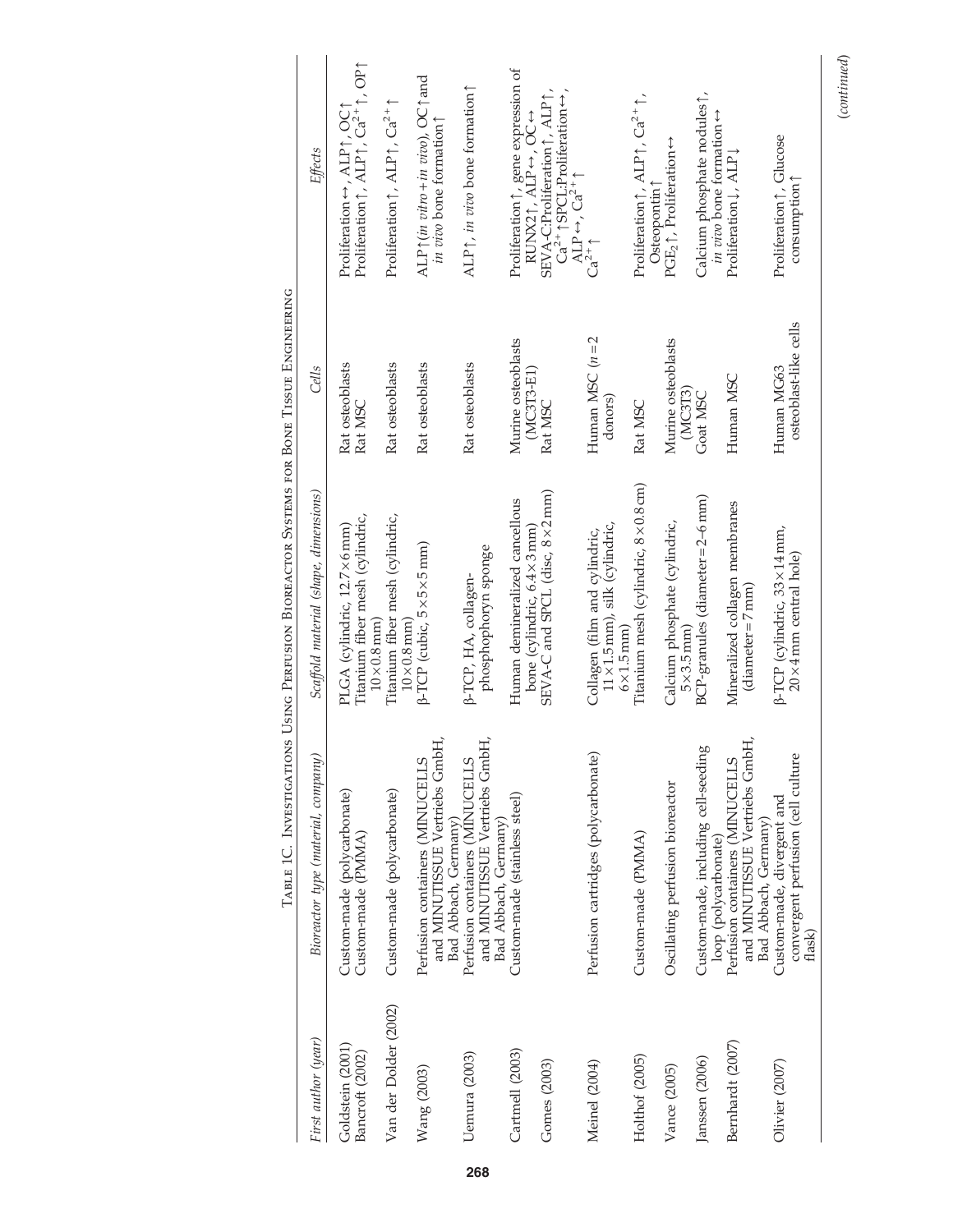Table 1C. Investigations Using Perfusion Bioreactor Systems for Bone Tissue Engineering

| First author (year) | Bioreactor type (material, company) | Scaffold material (shape, dimensions) | Cells | Effects |
|---|---|---|---|---|
| Goldstein (2001) | Custom-made (polycarbonate) | PLGA (cylindric, 12.7×6 mm) | Rat osteoblasts | Proliferation↔, ALP↑, OC↑ |
| Bancroft (2002) | Custom-made (PMMA) | Titanium fiber mesh (cylindric, 10×0.8 mm) | Rat MSC | Proliferation↑, ALP↑, $Ca^{2+}$↑, OP↑ |
| Van der Dolder (2002) | Custom-made (polycarbonate) | Titanium fiber mesh (cylindric, 10×0.8 mm) | Rat osteoblasts | Proliferation↑, ALP↑, $Ca^{2+}$↑ |
| Wang (2003) | Perfusion containers (MINUCELLS and MINUTISSUE Vertriebs GmbH, Bad Abbach, Germany) | β-TCP (cubic, 5×5×5 mm) | Rat osteoblasts | ALP↑(*in vitro*+*in vivo*), OC↑and *in vivo* bone formation↑ |
| Uemura (2003) | Perfusion containers (MINUCELLS and MINUTISSUE Vertriebs GmbH, Bad Abbach, Germany) | β-TCP, HA, collagen-phosphophoryn sponge | Rat osteoblasts | ALP↑, *in vivo* bone formation↑ |
| Cartmell (2003) | Custom-made (stainless steel) | Human demineralized cancellous bone (cylindric, 6.4×3 mm) | Murine osteoblasts (MC3T3-E1) | Proliferation↑, gene expression of RUNX2↑, ALP↔, OC↔ |
| Gomes (2003) | | SEVA-C and SPCL (disc, 8×2 mm) | Rat MSC | SEVA-C:Proliferation↑, ALP↑, $Ca^{2+}$↑SPCL:Proliferation↔, ALP↔, $Ca^{2+}$↑ |
| Meinel (2004) | Perfusion cartridges (polycarbonate) | Collagen (film and cylindric, 11×1.5 mm), silk (cylindric, 6×1.5 mm) | Human MSC ($n=2$ donors) | $Ca^{2+}$↑ |
| Holthof (2005) | Custom-made (PMMA) | Titanium mesh (cylindric, 8×0.8 cm) | Rat MSC | Proliferation↑, ALP↑, $Ca^{2+}$↑, Osteopontin↑ |
| Vance (2005) | Oscillating perfusion bioreactor | Calcium phosphate (cylindric, 5×3.5 mm) | Murine osteoblasts (MC3T3) | $PGE_2$↑, Proliferation↔ |
| Janssen (2006) | Custom-made, including cell-seeding loop (polycarbonate) | BCP-granules (diameter=2–6 mm) | Goat MSC | Calcium phosphate nodules↑, *in vivo* bone formation↔ |
| Bernhardt (2007) | Perfusion containers (MINUCELLS and MINUTISSUE Vertriebs GmbH, Bad Abbach, Germany) | Mineralized collagen membranes (diameter=7 mm) | Human MSC | Proliferation↓, ALP↓ |
| Olivier (2007) | Custom-made, divergent and convergent perfusion (cell culture flask) | β-TCP (cylindric, 33×14 mm, 20×4 mm central hole) | Human MG63 osteoblast-like cells | Proliferation↑, Glucose consumption↑ |

(*continued*)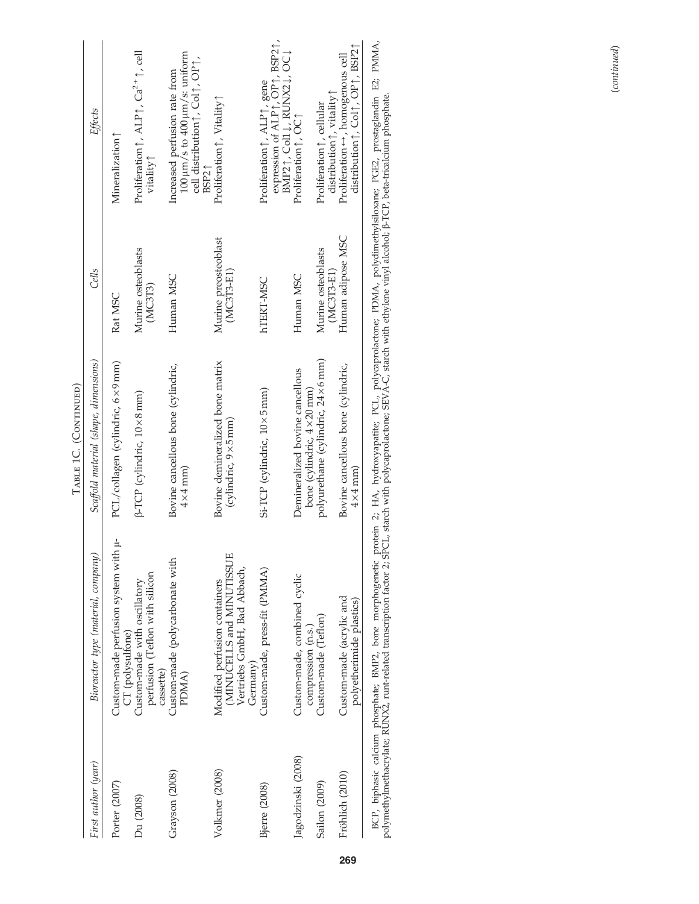Table 1C. (Continued)

| First author (year) | Bioreactor type (material, company) | Scaffold material (shape, dimensions) | Cells | Effects |
|---|---|---|---|---|
| Porter (2007) | Custom-made perfusion system with μ-CT (polysulfone) | PCL/collagen (cylindric, 6×9 mm) | Rat MSC | Mineralization↑ |
| Du (2008) | Custom-made with oscillatory perfusion (Teflon with silicon cassette) | β-TCP (cylindric, 10×8 mm) | Murine osteoblasts (MC3T3) | Proliferation↑, ALP↑, $Ca^{2+}$↑, cell vitality↑ |
| Grayson (2008) | Custom-made (polycarbonate with PDMA) | Bovine cancellous bone (cylindric, 4×4 mm) | Human MSC | Increased perfusion rate from 100 μm/s to 400 μm/s: uniform cell distribution↑, Col↑, OP↑, BSP2↑ |
| Volkmer (2008) | Modified perfusion containers (MINUCELLS and MINUTISSUE Vertriebs GmbH, Bad Abbach, Germany) | Bovine demineralized bone matrix (cylindric, 9×5 mm) | Murine preosteoblast (MC3T3-E1) | Proliferation↑, Vitality↑ |
| Bjerre (2008) | Custom-made, press-fit (PMMA) | Si-TCP (cylindric, 10×5 mm) | hTERT-MSC | Proliferation↑, ALP↑, gene expression of ALP↑, OP↑, BSP2↑, BMP2↑, Col1↓, RUNX2↓, OC↓ |
| Jagodzinski (2008) | Custom-made, combined cyclic compression (n.s.) | Demineralized bovine cancellous bone (cylindric, 4×20 mm) | Human MSC | Proliferation↑, OC↑ |
| Sailon (2009) | Custom-made (Teflon) | polyurethane (cylindric, 24×6 mm) | Murine osteoblasts (MC3T3-E1) | Proliferation↑, cellular distribution↑, vitality↑ |
| Fröhlich (2010) | Custom-made (acrylic and polyetherimide plastics) | Bovine cancellous bone (cylindric, 4×4 mm) | Human adipose MSC | Proliferation↔, homogenous cell distribution↑, Col↑, OP↑, BSP2↑ |

BCP, biphasic calcium phosphate; BMP2, bone morphogenetic protein 2; HA, hydroxyapatite; PCL, polycaprolactone; PDMA, polydimethylsiloxane; PGE2, prostaglandin E2; PMMA, polymethylmethacrylate; RUNX2, runt-related transcription factor 2; SPCL, starch with polycaprolactone; SEVA-C, starch with ethylene vinyl alcohol; β-TCP, beta-tricalcium phosphate.

(continued)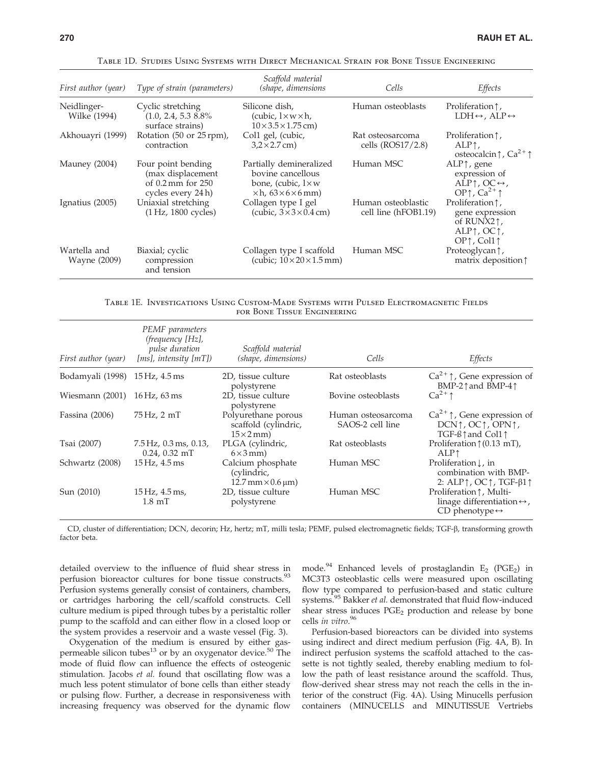Table 1D. Studies Using Systems with Direct Mechanical Strain for Bone Tissue Engineering

| First author (year) | Type of strain (parameters) | Scaffold material (shape, dimensions | Cells | Effects |
|---|---|---|---|---|
| Neidlinger-Wilke (1994) | Cyclic stretching (1.0, 2.4, 5.3 8.8% surface strains) | Silicone dish, (cubic, l×w×h, 10×3.5×1.75 cm) | Human osteoblasts | Proliferation↑, LDH↔, ALP↔ |
| Akhouayri (1999) | Rotation (50 or 25 rpm), contraction | Col1 gel, (cubic, 3,2×2.7 cm) | Rat osteosarcoma cells (ROS17/2.8) | Proliferation↑, ALP↑, osteocalcin↑, $Ca^{2+}$↑ |
| Mauney (2004) | Four point bending (max displacement of 0.2 mm for 250 cycles every 24 h) | Partially demineralized bovine cancellous bone, (cubic, l×w ×h, 63×6×6 mm) | Human MSC | ALP↑, gene expression of ALP↑, OC↔, OP↑, $Ca^{2+}$↑ |
| Ignatius (2005) | Uniaxial stretching (1 Hz, 1800 cycles) | Collagen type I gel (cubic, 3×3×0.4 cm) | Human osteoblastic cell line (hFOB1.19) | Proliferation↑, gene expression of RUNX2↑, ALP↑, OC↑, OP↑, Col1↑ |
| Wartella and Wayne (2009) | Biaxial; cyclic compression and tension | Collagen type I scaffold (cubic; 10×20×1.5 mm) | Human MSC | Proteoglycan↑, matrix deposition↑ |

Table 1E. Investigations Using Custom-Made Systems with Pulsed Electromagnetic Fields for Bone Tissue Engineering

| First author (year) | PEMF parameters (frequency [Hz], pulse duration [ms], intensity [mT]) | Scaffold material (shape, dimensions) | Cells | Effects |
|---|---|---|---|---|
| Bodamyali (1998) | 15 Hz, 4.5 ms | 2D, tissue culture polystyrene | Rat osteoblasts | $Ca^{2+}$↑, Gene expression of BMP-2↑and BMP-4↑ |
| Wiesmann (2001) | 16 Hz, 63 ms | 2D, tissue culture polystyrene | Bovine osteoblasts | $Ca^{2+}$↑ |
| Fassina (2006) | 75 Hz, 2 mT | Polyurethane porous scaffold (cylindric, 15×2 mm) | Human osteosarcoma SAOS-2 cell line | $Ca^{2+}$↑, Gene expression of DCN↑, OC↑, OPN↑, TGF-ß↑and Col1↑ |
| Tsai (2007) | 7.5 Hz, 0.3 ms, 0.13, 0.24, 0.32 mT | PLGA (cylindric, 6×3 mm) | Rat osteoblasts | Proliferation↑(0.13 mT), ALP↑ |
| Schwartz (2008) | 15 Hz, 4.5 ms | Calcium phosphate (cylindric, 12.7 mm×0.6 μm) | Human MSC | Proliferation↓, in combination with BMP-2: ALP↑, OC↑, TGF-β1↑ |
| Sun (2010) | 15 Hz, 4.5 ms, 1.8 mT | 2D, tissue culture polystyrene | Human MSC | Proliferation↑, Multi-linage differentiation↔, CD phenotype↔ |

CD, cluster of differentiation; DCN, decorin; Hz, hertz; mT, milli tesla; PEMF, pulsed electromagnetic fields; TGF-β, transforming growth factor beta.

detailed overview to the influence of fluid shear stress in perfusion bioreactor cultures for bone tissue constructs.[93] Perfusion systems generally consist of containers, chambers, or cartridges harboring the cell/scaffold constructs. Cell culture medium is piped through tubes by a peristaltic roller pump to the scaffold and can either flow in a closed loop or the system provides a reservoir and a waste vessel (Fig. 3).

Oxygenation of the medium is ensured by either gas-permeable silicon tubes[13] or by an oxygenator device.[50] The mode of fluid flow can influence the effects of osteogenic stimulation. Jacobs *et al.* found that oscillating flow was a much less potent stimulator of bone cells than either steady or pulsing flow. Further, a decrease in responsiveness with increasing frequency was observed for the dynamic flow mode.[94] Enhanced levels of prostaglandin $E_2$ ($PGE_2$) in MC3T3 osteoblastic cells were measured upon oscillating flow type compared to perfusion-based and static culture systems.[95] Bakker *et al.* demonstrated that fluid flow-induced shear stress induces $PGE_2$ production and release by bone cells *in vitro*.[96]

Perfusion-based bioreactors can be divided into systems using indirect and direct medium perfusion (Fig. 4A, B). In indirect perfusion systems the scaffold attached to the cassette is not tightly sealed, thereby enabling medium to follow the path of least resistance around the scaffold. Thus, flow-derived shear stress may not reach the cells in the interior of the construct (Fig. 4A). Using Minucells perfusion containers (MINUCELLS and MINUTISSUE Vertriebs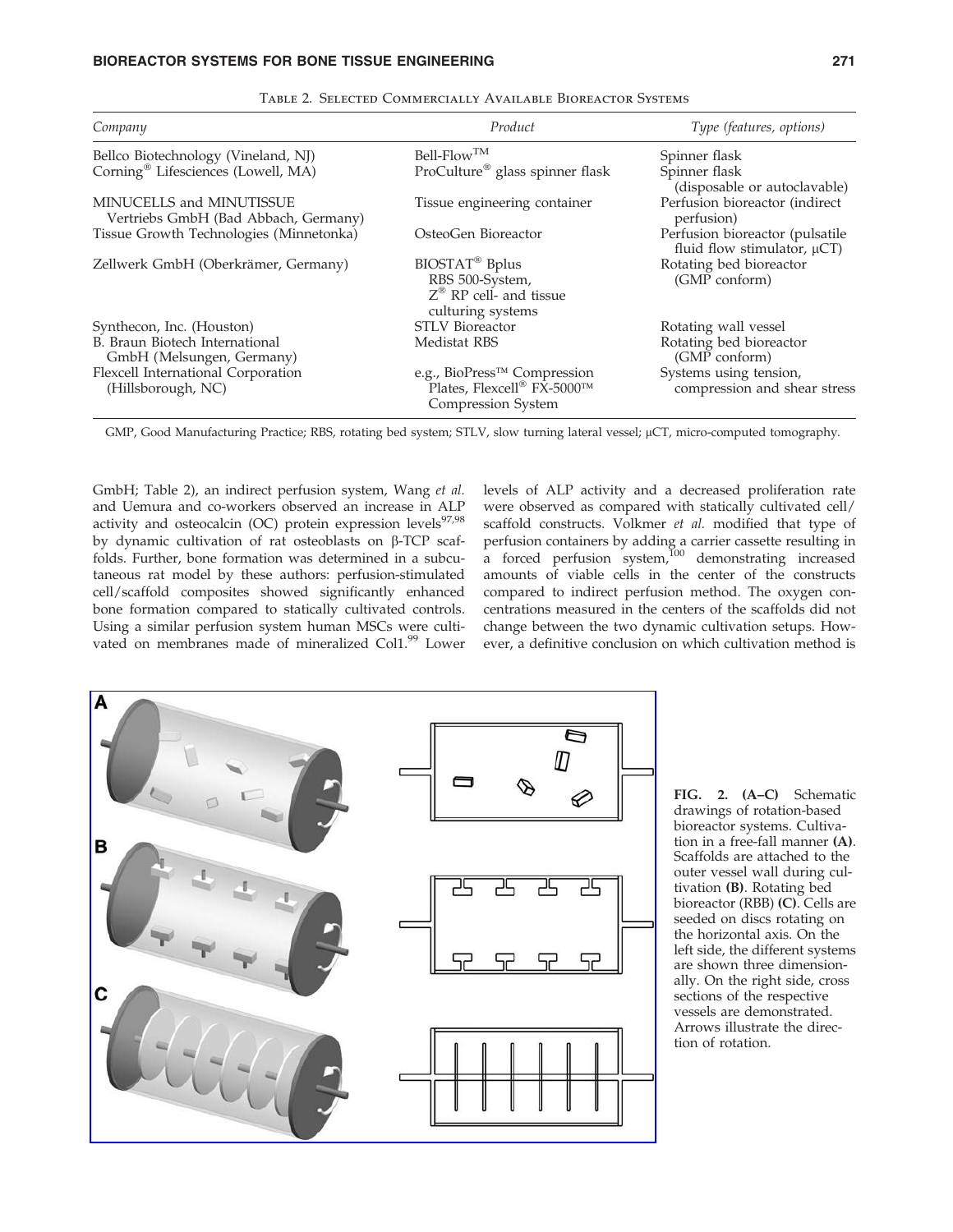TABLE 2. SELECTED COMMERCIALLY AVAILABLE BIOREACTOR SYSTEMS

| Company | Product | Type (features, options) |
|---|---|---|
| Bellco Biotechnology (Vineland, NJ) | Bell-Flow™ | Spinner flask |
| Corning® Lifesciences (Lowell, MA) | ProCulture® glass spinner flask | Spinner flask (disposable or autoclavable) |
| MINUCELLS and MINUTISSUE Vertriebs GmbH (Bad Abbach, Germany) | Tissue engineering container | Perfusion bioreactor (indirect perfusion) |
| Tissue Growth Technologies (Minnetonka) | OsteoGen Bioreactor | Perfusion bioreactor (pulsatile fluid flow stimulator, μCT) |
| Zellwerk GmbH (Oberkrämer, Germany) | BIOSTAT® Bplus RBS 500-System, Z® RP cell- and tissue culturing systems | Rotating bed bioreactor (GMP conform) |
| Synthecon, Inc. (Houston) | STLV Bioreactor | Rotating wall vessel |
| B. Braun Biotech International GmbH (Melsungen, Germany) | Medistat RBS | Rotating bed bioreactor (GMP conform) |
| Flexcell International Corporation (Hillsborough, NC) | e.g., BioPress™ Compression Plates, Flexcell® FX-5000™ Compression System | Systems using tension, compression and shear stress |

GMP, Good Manufacturing Practice; RBS, rotating bed system; STLV, slow turning lateral vessel; μCT, micro-computed tomography.

GmbH; Table 2), an indirect perfusion system, Wang *et al.* and Uemura and co-workers observed an increase in ALP activity and osteocalcin (OC) protein expression levels[97,98] by dynamic cultivation of rat osteoblasts on β-TCP scaffolds. Further, bone formation was determined in a subcutaneous rat model by these authors: perfusion-stimulated cell/scaffold composites showed significantly enhanced bone formation compared to statically cultivated controls. Using a similar perfusion system human MSCs were cultivated on membranes made of mineralized Col1.[99] Lower levels of ALP activity and a decreased proliferation rate were observed as compared with statically cultivated cell/scaffold constructs. Volkmer *et al.* modified that type of perfusion containers by adding a carrier cassette resulting in a forced perfusion system,[100] demonstrating increased amounts of viable cells in the center of the constructs compared to indirect perfusion method. The oxygen concentrations measured in the centers of the scaffolds did not change between the two dynamic cultivation setups. However, a definitive conclusion on which cultivation method is

**FIG. 2. (A–C)** Schematic drawings of rotation-based bioreactor systems. Cultivation in a free-fall manner **(A)**. Scaffolds are attached to the outer vessel wall during cultivation **(B)**. Rotating bed bioreactor (RBB) **(C)**. Cells are seeded on discs rotating on the horizontal axis. On the left side, the different systems are shown three dimensionally. On the right side, cross sections of the respective vessels are demonstrated. Arrows illustrate the direction of rotation.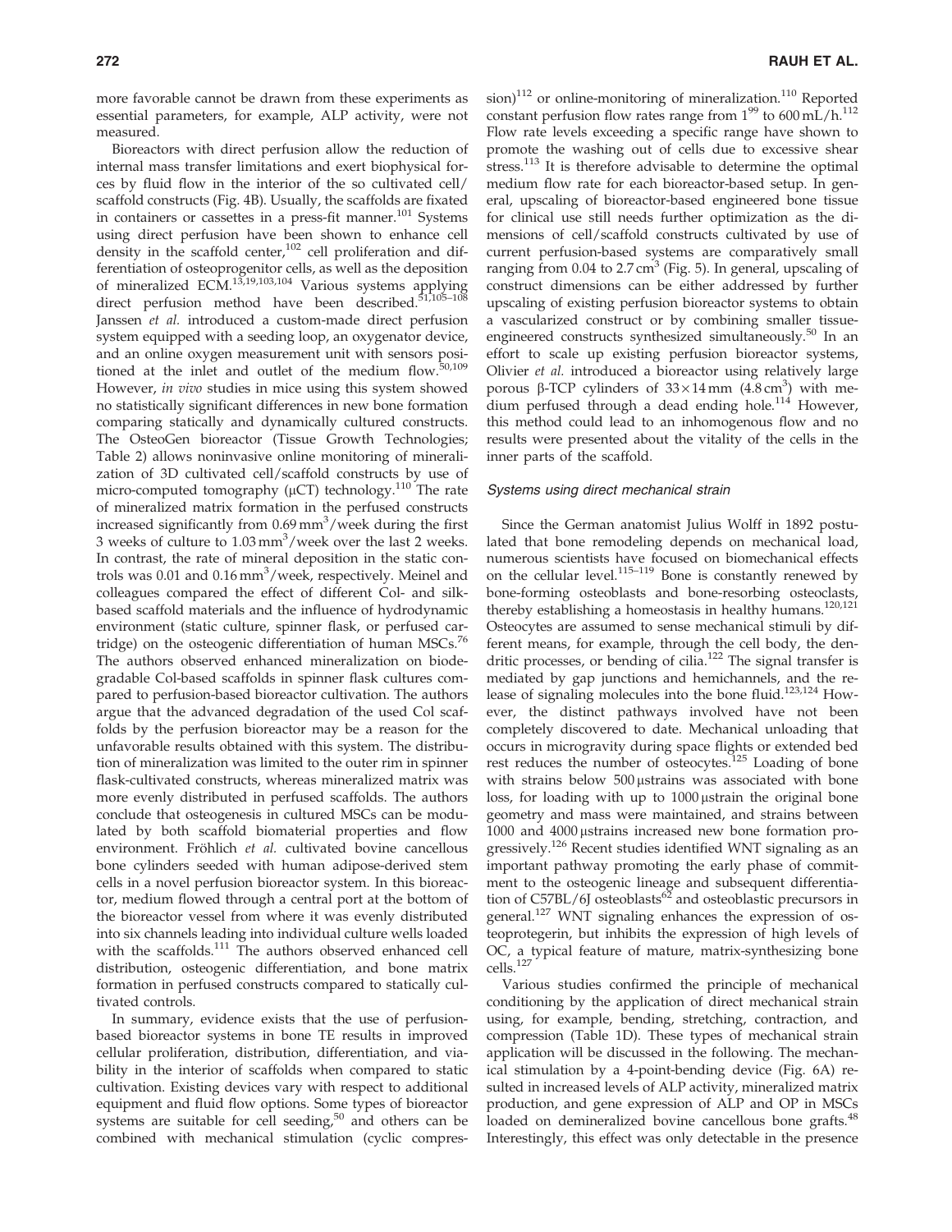more favorable cannot be drawn from these experiments as essential parameters, for example, ALP activity, were not measured.

Bioreactors with direct perfusion allow the reduction of internal mass transfer limitations and exert biophysical forces by fluid flow in the interior of the so cultivated cell/scaffold constructs (Fig. 4B). Usually, the scaffolds are fixated in containers or cassettes in a press-fit manner.[101] Systems using direct perfusion have been shown to enhance cell density in the scaffold center,[102] cell proliferation and differentiation of osteoprogenitor cells, as well as the deposition of mineralized ECM.[13,19,103,104] Various systems applying direct perfusion method have been described.[51,105–108] Janssen *et al.* introduced a custom-made direct perfusion system equipped with a seeding loop, an oxygenator device, and an online oxygen measurement unit with sensors positioned at the inlet and outlet of the medium flow.[50,109] However, *in vivo* studies in mice using this system showed no statistically significant differences in new bone formation comparing statically and dynamically cultured constructs. The OsteoGen bioreactor (Tissue Growth Technologies; Table 2) allows noninvasive online monitoring of mineralization of 3D cultivated cell/scaffold constructs by use of micro-computed tomography (μCT) technology.[110] The rate of mineralized matrix formation in the perfused constructs increased significantly from 0.69 $mm^3$/week during the first 3 weeks of culture to 1.03 $mm^3$/week over the last 2 weeks. In contrast, the rate of mineral deposition in the static controls was 0.01 and 0.16 $mm^3$/week, respectively. Meinel and colleagues compared the effect of different Col- and silk-based scaffold materials and the influence of hydrodynamic environment (static culture, spinner flask, or perfused cartridge) on the osteogenic differentiation of human MSCs.[76] The authors observed enhanced mineralization on biodegradable Col-based scaffolds in spinner flask cultures compared to perfusion-based bioreactor cultivation. The authors argue that the advanced degradation of the used Col scaffolds by the perfusion bioreactor may be a reason for the unfavorable results obtained with this system. The distribution of mineralization was limited to the outer rim in spinner flask-cultivated constructs, whereas mineralized matrix was more evenly distributed in perfused scaffolds. The authors conclude that osteogenesis in cultured MSCs can be modulated by both scaffold biomaterial properties and flow environment. Fröhlich *et al.* cultivated bovine cancellous bone cylinders seeded with human adipose-derived stem cells in a novel perfusion bioreactor system. In this bioreactor, medium flowed through a central port at the bottom of the bioreactor vessel from where it was evenly distributed into six channels leading into individual culture wells loaded with the scaffolds.[111] The authors observed enhanced cell distribution, osteogenic differentiation, and bone matrix formation in perfused constructs compared to statically cultivated controls.

In summary, evidence exists that the use of perfusion-based bioreactor systems in bone TE results in improved cellular proliferation, distribution, differentiation, and viability in the interior of scaffolds when compared to static cultivation. Existing devices vary with respect to additional equipment and fluid flow options. Some types of bioreactor systems are suitable for cell seeding,[50] and others can be combined with mechanical stimulation (cyclic compression)[112] or online-monitoring of mineralization.[110] Reported constant perfusion flow rates range from 1[99] to 600 mL/h.[112] Flow rate levels exceeding a specific range have shown to promote the washing out of cells due to excessive shear stress.[113] It is therefore advisable to determine the optimal medium flow rate for each bioreactor-based setup. In general, upscaling of bioreactor-based engineered bone tissue for clinical use still needs further optimization as the dimensions of cell/scaffold constructs cultivated by use of current perfusion-based systems are comparatively small ranging from 0.04 to 2.7 $cm^3$ (Fig. 5). In general, upscaling of construct dimensions can be either addressed by further upscaling of existing perfusion bioreactor systems to obtain a vascularized construct or by combining smaller tissue-engineered constructs synthesized simultaneously.[50] In an effort to scale up existing perfusion bioreactor systems, Olivier *et al.* introduced a bioreactor using relatively large porous β-TCP cylinders of 33×14 mm (4.8 $cm^3$) with medium perfused through a dead ending hole.[114] However, this method could lead to an inhomogenous flow and no results were presented about the vitality of the cells in the inner parts of the scaffold.

### Systems using direct mechanical strain

Since the German anatomist Julius Wolff in 1892 postulated that bone remodeling depends on mechanical load, numerous scientists have focused on biomechanical effects on the cellular level.[115–119] Bone is constantly renewed by bone-forming osteoblasts and bone-resorbing osteoclasts, thereby establishing a homeostasis in healthy humans.[120,121] Osteocytes are assumed to sense mechanical stimuli by different means, for example, through the cell body, the dendritic processes, or bending of cilia.[122] The signal transfer is mediated by gap junctions and hemichannels, and the release of signaling molecules into the bone fluid.[123,124] However, the distinct pathways involved have not been completely discovered to date. Mechanical unloading that occurs in microgravity during space flights or extended bed rest reduces the number of osteocytes.[125] Loading of bone with strains below 500 μstrains was associated with bone loss, for loading with up to 1000 μstrain the original bone geometry and mass were maintained, and strains between 1000 and 4000 μstrains increased new bone formation progressively.[126] Recent studies identified WNT signaling as an important pathway promoting the early phase of commitment to the osteogenic lineage and subsequent differentiation of C57BL/6J osteoblasts[62] and osteoblastic precursors in general.[127] WNT signaling enhances the expression of osteoprotegerin, but inhibits the expression of high levels of OC, a typical feature of mature, matrix-synthesizing bone cells.[127]

Various studies confirmed the principle of mechanical conditioning by the application of direct mechanical strain using, for example, bending, stretching, contraction, and compression (Table 1D). These types of mechanical strain application will be discussed in the following. The mechanical stimulation by a 4-point-bending device (Fig. 6A) resulted in increased levels of ALP activity, mineralized matrix production, and gene expression of ALP and OP in MSCs loaded on demineralized bovine cancellous bone grafts.[48] Interestingly, this effect was only detectable in the presence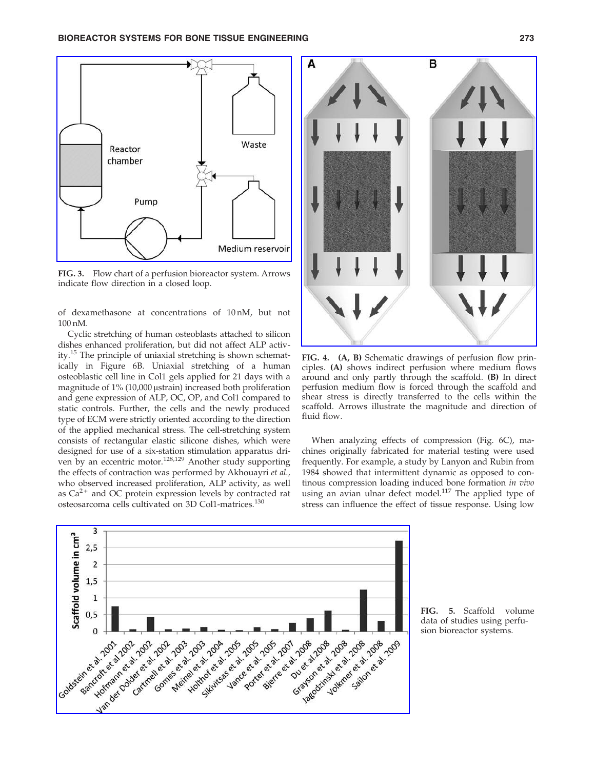FIG. 3. Flow chart of a perfusion bioreactor system. Arrows indicate flow direction in a closed loop.

of dexamethasone at concentrations of 10 nM, but not 100 nM.

Cyclic stretching of human osteoblasts attached to silicon dishes enhanced proliferation, but did not affect ALP activity.[15] The principle of uniaxial stretching is shown schematically in Figure 6B. Uniaxial stretching of a human osteoblastic cell line in Col1 gels applied for 21 days with a magnitude of 1% (10,000 μstrain) increased both proliferation and gene expression of ALP, OC, OP, and Col1 compared to static controls. Further, the cells and the newly produced type of ECM were strictly oriented according to the direction of the applied mechanical stress. The cell-stretching system consists of rectangular elastic silicone dishes, which were designed for use of a six-station stimulation apparatus driven by an eccentric motor.[128,129] Another study supporting the effects of contraction was performed by Akhouayri *et al.*, who observed increased proliferation, ALP activity, as well as $Ca^{2+}$ and OC protein expression levels by contracted rat osteosarcoma cells cultivated on 3D Col1-matrices.[130]

FIG. 4. **(A, B)** Schematic drawings of perfusion flow principles. **(A)** shows indirect perfusion where medium flows around and only partly through the scaffold. **(B)** In direct perfusion medium flow is forced through the scaffold and shear stress is directly transferred to the cells within the scaffold. Arrows illustrate the magnitude and direction of fluid flow.

When analyzing effects of compression (Fig. 6C), machines originally fabricated for material testing were used frequently. For example, a study by Lanyon and Rubin from 1984 showed that intermittent dynamic as opposed to continous compression loading induced bone formation *in vivo* using an avian ulnar defect model.[117] The applied type of stress can influence the effect of tissue response. Using low

FIG. 5. Scaffold volume data of studies using perfusion bioreactor systems.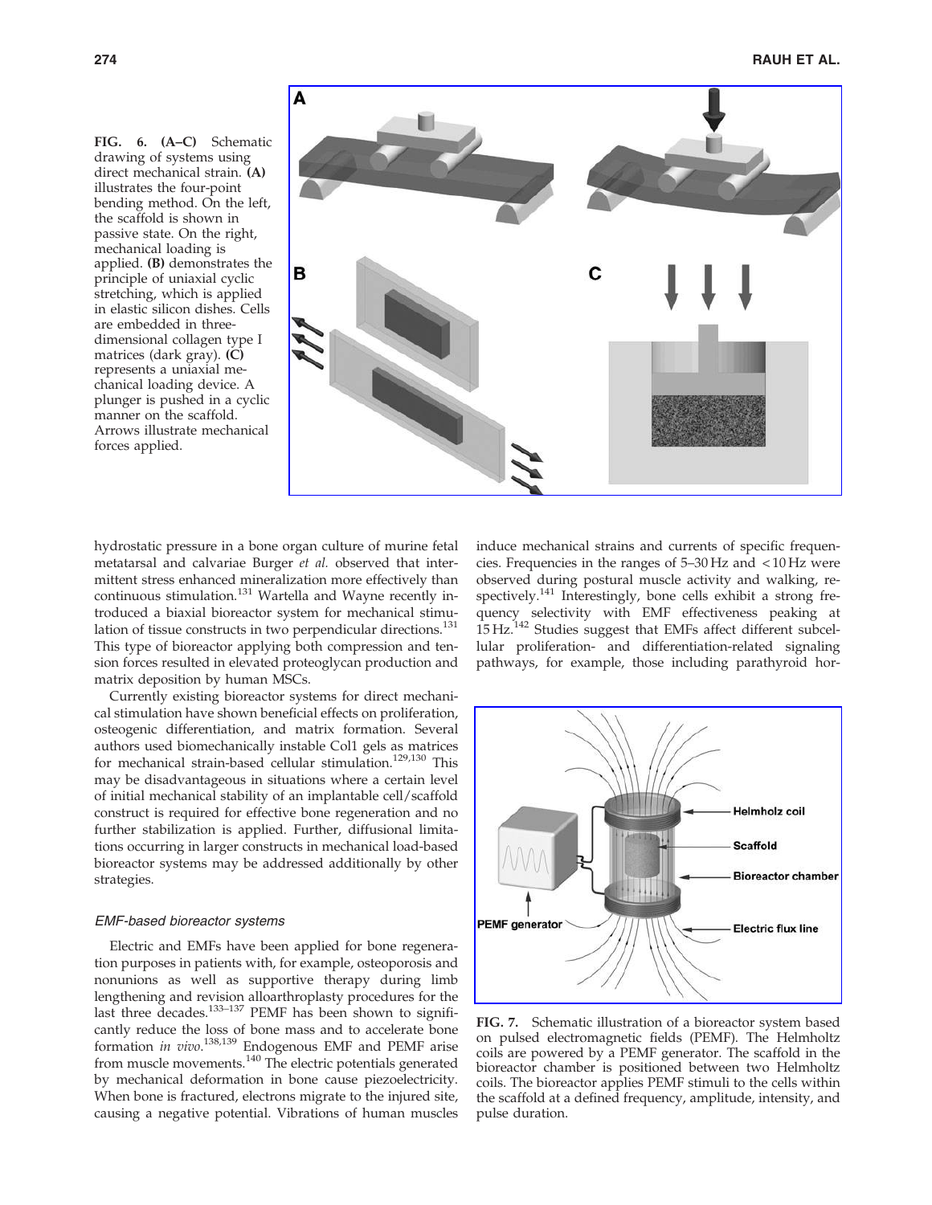FIG. 6. (A–C) Schematic drawing of systems using direct mechanical strain. **(A)** illustrates the four-point bending method. On the left, the scaffold is shown in passive state. On the right, mechanical loading is applied. **(B)** demonstrates the principle of uniaxial cyclic stretching, which is applied in elastic silicon dishes. Cells are embedded in three-dimensional collagen type I matrices (dark gray). **(C)** represents a uniaxial mechanical loading device. A plunger is pushed in a cyclic manner on the scaffold. Arrows illustrate mechanical forces applied.

hydrostatic pressure in a bone organ culture of murine fetal metatarsal and calvariae Burger *et al.* observed that intermittent stress enhanced mineralization more effectively than continuous stimulation.[131] Wartella and Wayne recently introduced a biaxial bioreactor system for mechanical stimulation of tissue constructs in two perpendicular directions.[131] This type of bioreactor applying both compression and tension forces resulted in elevated proteoglycan production and matrix deposition by human MSCs.

Currently existing bioreactor systems for direct mechanical stimulation have shown beneficial effects on proliferation, osteogenic differentiation, and matrix formation. Several authors used biomechanically instable Col1 gels as matrices for mechanical strain-based cellular stimulation.[129,130] This may be disadvantageous in situations where a certain level of initial mechanical stability of an implantable cell/scaffold construct is required for effective bone regeneration and no further stabilization is applied. Further, diffusional limitations occurring in larger constructs in mechanical load-based bioreactor systems may be addressed additionally by other strategies.

### *EMF-based bioreactor systems*

Electric and EMFs have been applied for bone regeneration purposes in patients with, for example, osteoporosis and nonunions as well as supportive therapy during limb lengthening and revision alloarthroplasty procedures for the last three decades.[133–137] PEMF has been shown to significantly reduce the loss of bone mass and to accelerate bone formation *in vivo*.[138,139] Endogenous EMF and PEMF arise from muscle movements.[140] The electric potentials generated by mechanical deformation in bone cause piezoelectricity. When bone is fractured, electrons migrate to the injured site, causing a negative potential. Vibrations of human muscles induce mechanical strains and currents of specific frequencies. Frequencies in the ranges of 5–30 Hz and <10 Hz were observed during postural muscle activity and walking, respectively.[141] Interestingly, bone cells exhibit a strong frequency selectivity with EMF effectiveness peaking at 15 Hz.[142] Studies suggest that EMFs affect different subcellular proliferation- and differentiation-related signaling pathways, for example, those including parathyroid hor-

FIG. 7. Schematic illustration of a bioreactor system based on pulsed electromagnetic fields (PEMF). The Helmholtz coils are powered by a PEMF generator. The scaffold in the bioreactor chamber is positioned between two Helmholtz coils. The bioreactor applies PEMF stimuli to the cells within the scaffold at a defined frequency, amplitude, intensity, and pulse duration.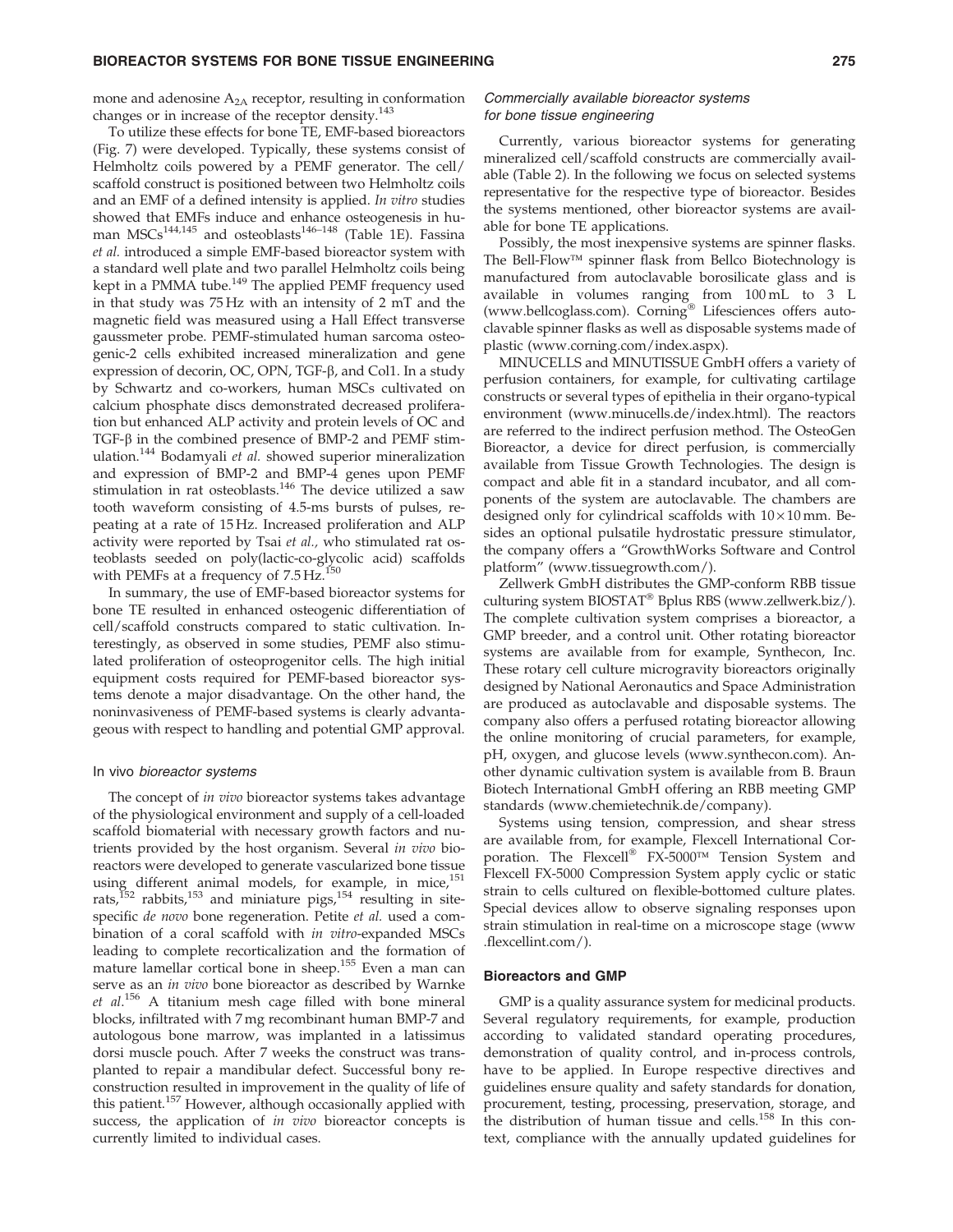mone and adenosine $A_{2A}$ receptor, resulting in conformation changes or in increase of the receptor density.[143]

To utilize these effects for bone TE, EMF-based bioreactors (Fig. 7) were developed. Typically, these systems consist of Helmholtz coils powered by a PEMF generator. The cell/scaffold construct is positioned between two Helmholtz coils and an EMF of a defined intensity is applied. *In vitro* studies showed that EMFs induce and enhance osteogenesis in human MSCs[144,145] and osteoblasts[146–148] (Table 1E). Fassina *et al.* introduced a simple EMF-based bioreactor system with a standard well plate and two parallel Helmholtz coils being kept in a PMMA tube.[149] The applied PEMF frequency used in that study was 75 Hz with an intensity of 2 mT and the magnetic field was measured using a Hall Effect transverse gaussmeter probe. PEMF-stimulated human sarcoma osteogenic-2 cells exhibited increased mineralization and gene expression of decorin, OC, OPN, TGF-β, and Col1. In a study by Schwartz and co-workers, human MSCs cultivated on calcium phosphate discs demonstrated decreased proliferation but enhanced ALP activity and protein levels of OC and TGF-β in the combined presence of BMP-2 and PEMF stimulation.[144] Bodamyali *et al.* showed superior mineralization and expression of BMP-2 and BMP-4 genes upon PEMF stimulation in rat osteoblasts.[146] The device utilized a saw tooth waveform consisting of 4.5-ms bursts of pulses, repeating at a rate of 15 Hz. Increased proliferation and ALP activity were reported by Tsai *et al.,* who stimulated rat osteoblasts seeded on poly(lactic-co-glycolic acid) scaffolds with PEMFs at a frequency of 7.5 Hz.[150]

In summary, the use of EMF-based bioreactor systems for bone TE resulted in enhanced osteogenic differentiation of cell/scaffold constructs compared to static cultivation. Interestingly, as observed in some studies, PEMF also stimulated proliferation of osteoprogenitor cells. The high initial equipment costs required for PEMF-based bioreactor systems denote a major disadvantage. On the other hand, the noninvasiveness of PEMF-based systems is clearly advantageous with respect to handling and potential GMP approval.

### *In vivo* bioreactor systems

The concept of *in vivo* bioreactor systems takes advantage of the physiological environment and supply of a cell-loaded scaffold biomaterial with necessary growth factors and nutrients provided by the host organism. Several *in vivo* bioreactors were developed to generate vascularized bone tissue using different animal models, for example, in mice,[151] rats,[152] rabbits,[153] and miniature pigs,[154] resulting in site-specific *de novo* bone regeneration. Petite *et al.* used a combination of a coral scaffold with *in vitro*-expanded MSCs leading to complete recorticalization and the formation of mature lamellar cortical bone in sheep.[155] Even a man can serve as an *in vivo* bone bioreactor as described by Warnke *et al*.[156] A titanium mesh cage filled with bone mineral blocks, infiltrated with 7 mg recombinant human BMP-7 and autologous bone marrow, was implanted in a latissimus dorsi muscle pouch. After 7 weeks the construct was transplanted to repair a mandibular defect. Successful bony reconstruction resulted in improvement in the quality of life of this patient.[157] However, although occasionally applied with success, the application of *in vivo* bioreactor concepts is currently limited to individual cases.

### *Commercially available bioreactor systems for bone tissue engineering*

Currently, various bioreactor systems for generating mineralized cell/scaffold constructs are commercially available (Table 2). In the following we focus on selected systems representative for the respective type of bioreactor. Besides the systems mentioned, other bioreactor systems are available for bone TE applications.

Possibly, the most inexpensive systems are spinner flasks. The Bell-Flow™ spinner flask from Bellco Biotechnology is manufactured from autoclavable borosilicate glass and is available in volumes ranging from 100 mL to 3 L (www.bellcoglass.com). Corning® Lifesciences offers autoclavable spinner flasks as well as disposable systems made of plastic (www.corning.com/index.aspx).

MINUCELLS and MINUTISSUE GmbH offers a variety of perfusion containers, for example, for cultivating cartilage constructs or several types of epithelia in their organo-typical environment (www.minucells.de/index.html). The reactors are referred to the indirect perfusion method. The OsteoGen Bioreactor, a device for direct perfusion, is commercially available from Tissue Growth Technologies. The design is compact and able fit in a standard incubator, and all components of the system are autoclavable. The chambers are designed only for cylindrical scaffolds with 10×10 mm. Besides an optional pulsatile hydrostatic pressure stimulator, the company offers a "GrowthWorks Software and Control platform" (www.tissuegrowth.com/).

Zellwerk GmbH distributes the GMP-conform RBB tissue culturing system BIOSTAT® Bplus RBS (www.zellwerk.biz/). The complete cultivation system comprises a bioreactor, a GMP breeder, and a control unit. Other rotating bioreactor systems are available from for example, Synthecon, Inc. These rotary cell culture microgravity bioreactors originally designed by National Aeronautics and Space Administration are produced as autoclavable and disposable systems. The company also offers a perfused rotating bioreactor allowing the online monitoring of crucial parameters, for example, pH, oxygen, and glucose levels (www.synthecon.com). Another dynamic cultivation system is available from B. Braun Biotech International GmbH offering an RBB meeting GMP standards (www.chemietechnik.de/company).

Systems using tension, compression, and shear stress are available from, for example, Flexcell International Corporation. The Flexcell® FX-5000™ Tension System and Flexcell FX-5000 Compression System apply cyclic or static strain to cells cultured on flexible-bottomed culture plates. Special devices allow to observe signaling responses upon strain stimulation in real-time on a microscope stage (www.flexcellint.com/).

## Bioreactors and GMP

GMP is a quality assurance system for medicinal products. Several regulatory requirements, for example, production according to validated standard operating procedures, demonstration of quality control, and in-process controls, have to be applied. In Europe respective directives and guidelines ensure quality and safety standards for donation, procurement, testing, processing, preservation, storage, and the distribution of human tissue and cells.[158] In this context, compliance with the annually updated guidelines for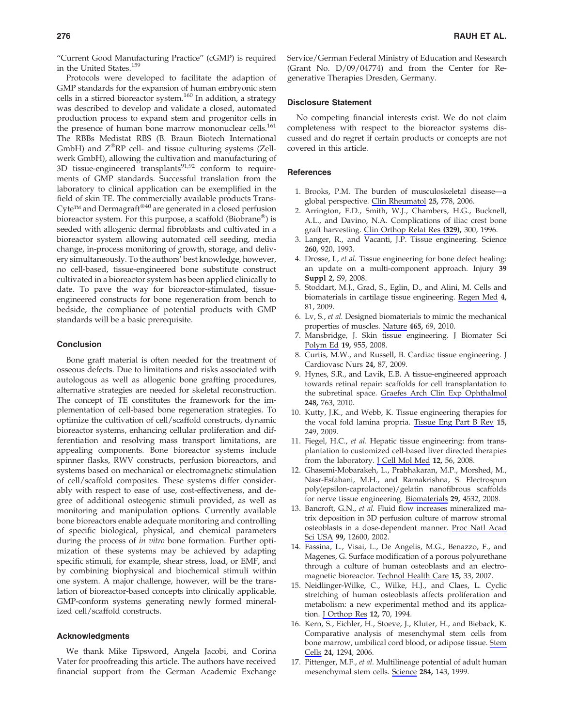"Current Good Manufacturing Practice" (cGMP) is required in the United States.[159]

Protocols were developed to facilitate the adaption of GMP standards for the expansion of human embryonic stem cells in a stirred bioreactor system.[160] In addition, a strategy was described to develop and validate a closed, automated production process to expand stem and progenitor cells in the presence of human bone marrow mononuclear cells.[161] The RBBs Medistat RBS (B. Braun Biotech International GmbH) and Z®RP cell- and tissue culturing systems (Zellwerk GmbH), allowing the cultivation and manufacturing of 3D tissue-engineered transplants[91,92] conform to requirements of GMP standards. Successful translation from the laboratory to clinical application can be exemplified in the field of skin TE. The commercially available products TransCyte™ and Dermagraft®[40] are generated in a closed perfusion bioreactor system. For this purpose, a scaffold (Biobrane®) is seeded with allogenic dermal fibroblasts and cultivated in a bioreactor system allowing automated cell seeding, media change, in-process monitoring of growth, storage, and delivery simultaneously. To the authors' best knowledge, however, no cell-based, tissue-engineered bone substitute construct cultivated in a bioreactor system has been applied clinically to date. To pave the way for bioreactor-stimulated, tissue-engineered constructs for bone regeneration from bench to bedside, the compliance of potential products with GMP standards will be a basic prerequisite.

## Conclusion

Bone graft material is often needed for the treatment of osseous defects. Due to limitations and risks associated with autologous as well as allogenic bone grafting procedures, alternative strategies are needed for skeletal reconstruction. The concept of TE constitutes the framework for the implementation of cell-based bone regeneration strategies. To optimize the cultivation of cell/scaffold constructs, dynamic bioreactor systems, enhancing cellular proliferation and differentiation and resolving mass transport limitations, are appealing components. Bone bioreactor systems include spinner flasks, RWV constructs, perfusion bioreactors, and systems based on mechanical or electromagnetic stimulation of cell/scaffold composites. These systems differ considerably with respect to ease of use, cost-effectiveness, and degree of additional osteogenic stimuli provided, as well as monitoring and manipulation options. Currently available bone bioreactors enable adequate monitoring and controlling of specific biological, physical, and chemical parameters during the process of *in vitro* bone formation. Further optimization of these systems may be achieved by adapting specific stimuli, for example, shear stress, load, or EMF, and by combining biophysical and biochemical stimuli within one system. A major challenge, however, will be the translation of bioreactor-based concepts into clinically applicable, GMP-conform systems generating newly formed mineralized cell/scaffold constructs.

## Acknowledgments

We thank Mike Tipsword, Angela Jacobi, and Corina Vater for proofreading this article. The authors have received financial support from the German Academic Exchange Service/German Federal Ministry of Education and Research (Grant No. D/09/04774) and from the Center for Regenerative Therapies Dresden, Germany.

## Disclosure Statement

No competing financial interests exist. We do not claim completeness with respect to the bioreactor systems discussed and do regret if certain products or concepts are not covered in this article.

## References

1. Brooks, P.M. The burden of musculoskeletal disease—a global perspective. Clin Rheumatol **25,** 778, 2006.
2. Arrington, E.D., Smith, W.J., Chambers, H.G., Bucknell, A.L., and Davino, N.A. Complications of iliac crest bone graft harvesting. Clin Orthop Relat Res **(329),** 300, 1996.
3. Langer, R., and Vacanti, J.P. Tissue engineering. Science **260,** 920, 1993.
4. Drosse, I., *et al.* Tissue engineering for bone defect healing: an update on a multi-component approach. Injury **39 Suppl 2,** S9, 2008.
5. Stoddart, M.J., Grad, S., Eglin, D., and Alini, M. Cells and biomaterials in cartilage tissue engineering. Regen Med **4,** 81, 2009.
6. Lv, S., *et al.* Designed biomaterials to mimic the mechanical properties of muscles. Nature **465,** 69, 2010.
7. Mansbridge, J. Skin tissue engineering. J Biomater Sci Polym Ed **19,** 955, 2008.
8. Curtis, M.W., and Russell, B. Cardiac tissue engineering. J Cardiovasc Nurs **24,** 87, 2009.
9. Hynes, S.R., and Lavik, E.B. A tissue-engineered approach towards retinal repair: scaffolds for cell transplantation to the subretinal space. Graefes Arch Clin Exp Ophthalmol **248,** 763, 2010.
10. Kutty, J.K., and Webb, K. Tissue engineering therapies for the vocal fold lamina propria. Tissue Eng Part B Rev **15,** 249, 2009.
11. Fiegel, H.C., *et al.* Hepatic tissue engineering: from transplantation to customized cell-based liver directed therapies from the laboratory. J Cell Mol Med **12,** 56, 2008.
12. Ghasemi-Mobarakeh, L., Prabhakaran, M.P., Morshed, M., Nasr-Esfahani, M.H., and Ramakrishna, S. Electrospun poly(epsilon-caprolactone)/gelatin nanofibrous scaffolds for nerve tissue engineering. Biomaterials **29,** 4532, 2008.
13. Bancroft, G.N., *et al.* Fluid flow increases mineralized matrix deposition in 3D perfusion culture of marrow stromal osteoblasts in a dose-dependent manner. Proc Natl Acad Sci USA **99,** 12600, 2002.
14. Fassina, L., Visai, L., De Angelis, M.G., Benazzo, F., and Magenes, G. Surface modification of a porous polyurethane through a culture of human osteoblasts and an electromagnetic bioreactor. Technol Health Care **15,** 33, 2007.
15. Neidlinger-Wilke, C., Wilke, H.J., and Claes, L. Cyclic stretching of human osteoblasts affects proliferation and metabolism: a new experimental method and its application. J Orthop Res **12,** 70, 1994.
16. Kern, S., Eichler, H., Stoeve, J., Kluter, H., and Bieback, K. Comparative analysis of mesenchymal stem cells from bone marrow, umbilical cord blood, or adipose tissue. Stem Cells **24,** 1294, 2006.
17. Pittenger, M.F., *et al.* Multilineage potential of adult human mesenchymal stem cells. Science **284,** 143, 1999.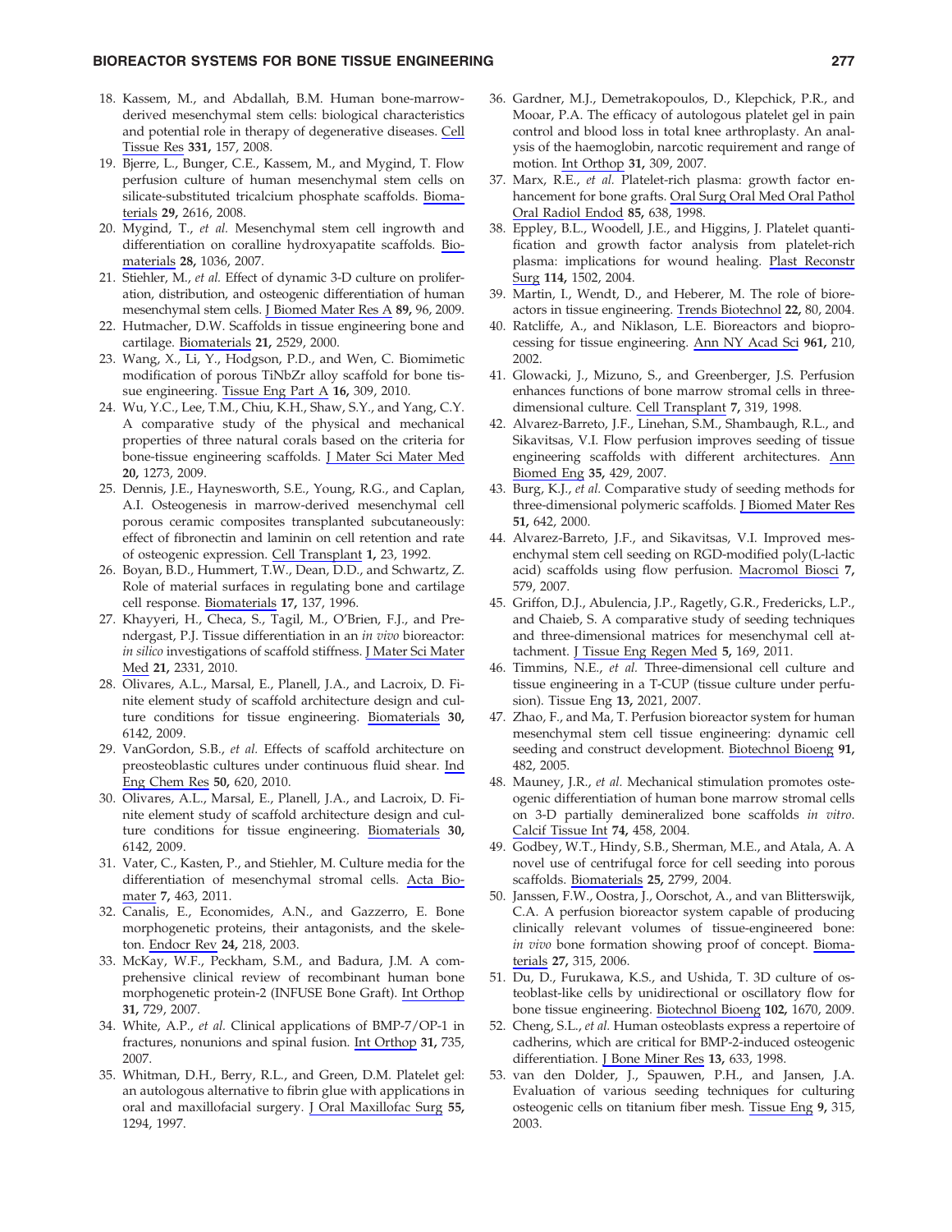18. Kassem, M., and Abdallah, B.M. Human bone-marrow-derived mesenchymal stem cells: biological characteristics and potential role in therapy of degenerative diseases. Cell Tissue Res **331,** 157, 2008.
19. Bjerre, L., Bunger, C.E., Kassem, M., and Mygind, T. Flow perfusion culture of human mesenchymal stem cells on silicate-substituted tricalcium phosphate scaffolds. Biomaterials **29,** 2616, 2008.
20. Mygind, T., *et al.* Mesenchymal stem cell ingrowth and differentiation on coralline hydroxyapatite scaffolds. Biomaterials **28,** 1036, 2007.
21. Stiehler, M., *et al.* Effect of dynamic 3-D culture on proliferation, distribution, and osteogenic differentiation of human mesenchymal stem cells. J Biomed Mater Res A **89,** 96, 2009.
22. Hutmacher, D.W. Scaffolds in tissue engineering bone and cartilage. Biomaterials **21,** 2529, 2000.
23. Wang, X., Li, Y., Hodgson, P.D., and Wen, C. Biomimetic modification of porous TiNbZr alloy scaffold for bone tissue engineering. Tissue Eng Part A **16,** 309, 2010.
24. Wu, Y.C., Lee, T.M., Chiu, K.H., Shaw, S.Y., and Yang, C.Y. A comparative study of the physical and mechanical properties of three natural corals based on the criteria for bone-tissue engineering scaffolds. J Mater Sci Mater Med **20,** 1273, 2009.
25. Dennis, J.E., Haynesworth, S.E., Young, R.G., and Caplan, A.I. Osteogenesis in marrow-derived mesenchymal cell porous ceramic composites transplanted subcutaneously: effect of fibronectin and laminin on cell retention and rate of osteogenic expression. Cell Transplant **1,** 23, 1992.
26. Boyan, B.D., Hummert, T.W., Dean, D.D., and Schwartz, Z. Role of material surfaces in regulating bone and cartilage cell response. Biomaterials **17,** 137, 1996.
27. Khayyeri, H., Checa, S., Tagil, M., O'Brien, F.J., and Prendergast, P.J. Tissue differentiation in an *in vivo* bioreactor: *in silico* investigations of scaffold stiffness. J Mater Sci Mater Med **21,** 2331, 2010.
28. Olivares, A.L., Marsal, E., Planell, J.A., and Lacroix, D. Finite element study of scaffold architecture design and culture conditions for tissue engineering. Biomaterials **30,** 6142, 2009.
29. VanGordon, S.B., *et al.* Effects of scaffold architecture on preosteoblastic cultures under continuous fluid shear. Ind Eng Chem Res **50,** 620, 2010.
30. Olivares, A.L., Marsal, E., Planell, J.A., and Lacroix, D. Finite element study of scaffold architecture design and culture conditions for tissue engineering. Biomaterials **30,** 6142, 2009.
31. Vater, C., Kasten, P., and Stiehler, M. Culture media for the differentiation of mesenchymal stromal cells. Acta Biomater **7,** 463, 2011.
32. Canalis, E., Economides, A.N., and Gazzerro, E. Bone morphogenetic proteins, their antagonists, and the skeleton. Endocr Rev **24,** 218, 2003.
33. McKay, W.F., Peckham, S.M., and Badura, J.M. A comprehensive clinical review of recombinant human bone morphogenetic protein-2 (INFUSE Bone Graft). Int Orthop **31,** 729, 2007.
34. White, A.P., *et al.* Clinical applications of BMP-7/OP-1 in fractures, nonunions and spinal fusion. Int Orthop **31,** 735, 2007.
35. Whitman, D.H., Berry, R.L., and Green, D.M. Platelet gel: an autologous alternative to fibrin glue with applications in oral and maxillofacial surgery. J Oral Maxillofac Surg **55,** 1294, 1997.
36. Gardner, M.J., Demetrakopoulos, D., Klepchick, P.R., and Mooar, P.A. The efficacy of autologous platelet gel in pain control and blood loss in total knee arthroplasty. An analysis of the haemoglobin, narcotic requirement and range of motion. Int Orthop **31,** 309, 2007.
37. Marx, R.E., *et al.* Platelet-rich plasma: growth factor enhancement for bone grafts. Oral Surg Oral Med Oral Pathol Oral Radiol Endod **85,** 638, 1998.
38. Eppley, B.L., Woodell, J.E., and Higgins, J. Platelet quantification and growth factor analysis from platelet-rich plasma: implications for wound healing. Plast Reconstr Surg **114,** 1502, 2004.
39. Martin, I., Wendt, D., and Heberer, M. The role of bioreactors in tissue engineering. Trends Biotechnol **22,** 80, 2004.
40. Ratcliffe, A., and Niklason, L.E. Bioreactors and bioprocessing for tissue engineering. Ann NY Acad Sci **961,** 210, 2002.
41. Glowacki, J., Mizuno, S., and Greenberger, J.S. Perfusion enhances functions of bone marrow stromal cells in three-dimensional culture. Cell Transplant **7,** 319, 1998.
42. Alvarez-Barreto, J.F., Linehan, S.M., Shambaugh, R.L., and Sikavitsas, V.I. Flow perfusion improves seeding of tissue engineering scaffolds with different architectures. Ann Biomed Eng **35,** 429, 2007.
43. Burg, K.J., *et al.* Comparative study of seeding methods for three-dimensional polymeric scaffolds. J Biomed Mater Res **51,** 642, 2000.
44. Alvarez-Barreto, J.F., and Sikavitsas, V.I. Improved mesenchymal stem cell seeding on RGD-modified poly(L-lactic acid) scaffolds using flow perfusion. Macromol Biosci **7,** 579, 2007.
45. Griffon, D.J., Abulencia, J.P., Ragetly, G.R., Fredericks, L.P., and Chaieb, S. A comparative study of seeding techniques and three-dimensional matrices for mesenchymal cell attachment. J Tissue Eng Regen Med **5,** 169, 2011.
46. Timmins, N.E., *et al.* Three-dimensional cell culture and tissue engineering in a T-CUP (tissue culture under perfusion). Tissue Eng **13,** 2021, 2007.
47. Zhao, F., and Ma, T. Perfusion bioreactor system for human mesenchymal stem cell tissue engineering: dynamic cell seeding and construct development. Biotechnol Bioeng **91,** 482, 2005.
48. Mauney, J.R., *et al.* Mechanical stimulation promotes osteogenic differentiation of human bone marrow stromal cells on 3-D partially demineralized bone scaffolds *in vitro.* Calcif Tissue Int **74,** 458, 2004.
49. Godbey, W.T., Hindy, S.B., Sherman, M.E., and Atala, A. A novel use of centrifugal force for cell seeding into porous scaffolds. Biomaterials **25,** 2799, 2004.
50. Janssen, F.W., Oostra, J., Oorschot, A., and van Blitterswijk, C.A. A perfusion bioreactor system capable of producing clinically relevant volumes of tissue-engineered bone: *in vivo* bone formation showing proof of concept. Biomaterials **27,** 315, 2006.
51. Du, D., Furukawa, K.S., and Ushida, T. 3D culture of osteoblast-like cells by unidirectional or oscillatory flow for bone tissue engineering. Biotechnol Bioeng **102,** 1670, 2009.
52. Cheng, S.L., *et al.* Human osteoblasts express a repertoire of cadherins, which are critical for BMP-2-induced osteogenic differentiation. J Bone Miner Res **13,** 633, 1998.
53. van den Dolder, J., Spauwen, P.H., and Jansen, J.A. Evaluation of various seeding techniques for culturing osteogenic cells on titanium fiber mesh. Tissue Eng **9,** 315, 2003.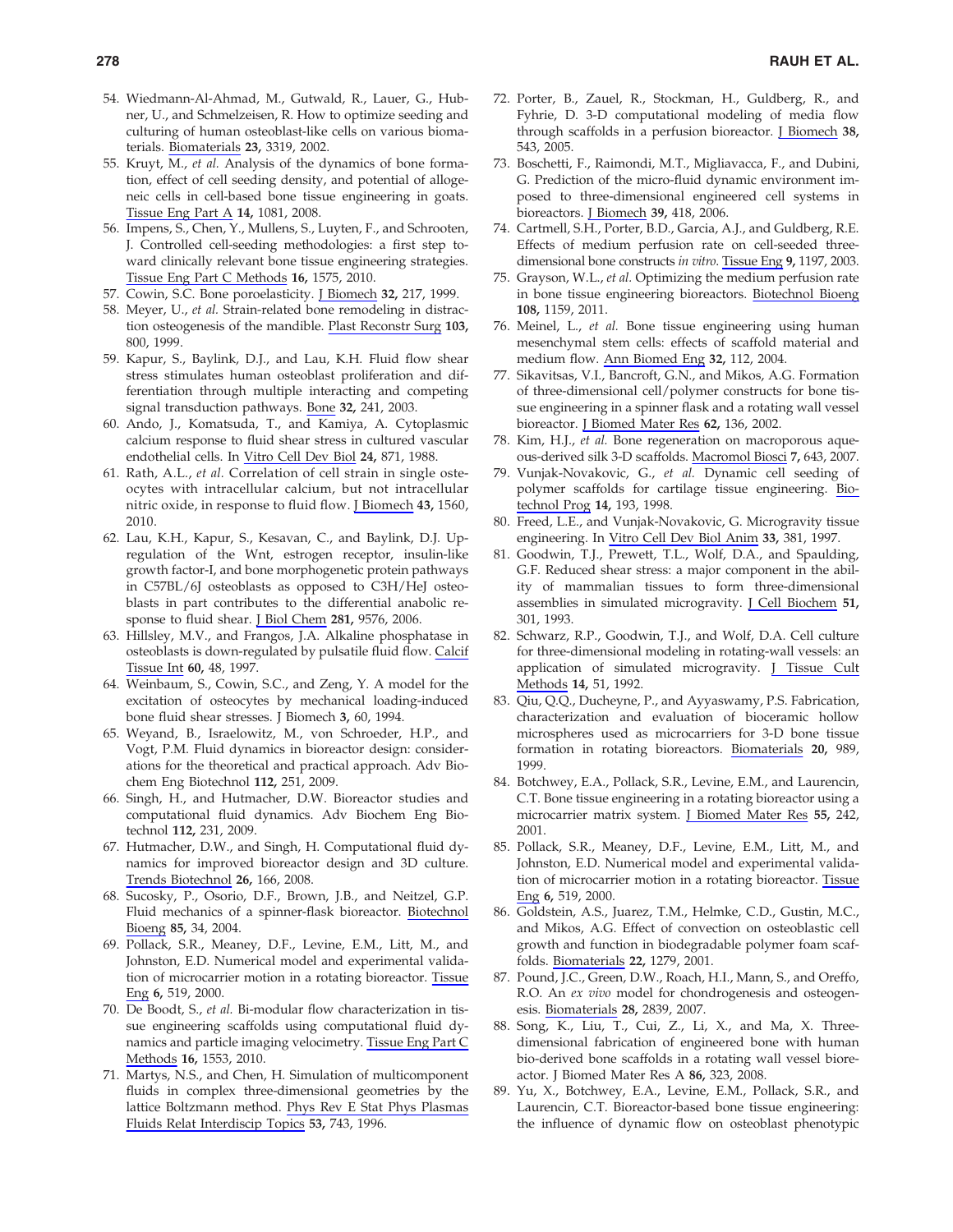54. Wiedmann-Al-Ahmad, M., Gutwald, R., Lauer, G., Hubner, U., and Schmelzeisen, R. How to optimize seeding and culturing of human osteoblast-like cells on various biomaterials. Biomaterials **23,** 3319, 2002.
55. Kruyt, M., *et al.* Analysis of the dynamics of bone formation, effect of cell seeding density, and potential of allogeneic cells in cell-based bone tissue engineering in goats. Tissue Eng Part A **14,** 1081, 2008.
56. Impens, S., Chen, Y., Mullens, S., Luyten, F., and Schrooten, J. Controlled cell-seeding methodologies: a first step toward clinically relevant bone tissue engineering strategies. Tissue Eng Part C Methods **16,** 1575, 2010.
57. Cowin, S.C. Bone poroelasticity. J Biomech **32,** 217, 1999.
58. Meyer, U., *et al.* Strain-related bone remodeling in distraction osteogenesis of the mandible. Plast Reconstr Surg **103,** 800, 1999.
59. Kapur, S., Baylink, D.J., and Lau, K.H. Fluid flow shear stress stimulates human osteoblast proliferation and differentiation through multiple interacting and competing signal transduction pathways. Bone **32,** 241, 2003.
60. Ando, J., Komatsuda, T., and Kamiya, A. Cytoplasmic calcium response to fluid shear stress in cultured vascular endothelial cells. In Vitro Cell Dev Biol **24,** 871, 1988.
61. Rath, A.L., *et al.* Correlation of cell strain in single osteocytes with intracellular calcium, but not intracellular nitric oxide, in response to fluid flow. J Biomech **43,** 1560, 2010.
62. Lau, K.H., Kapur, S., Kesavan, C., and Baylink, D.J. Up-regulation of the Wnt, estrogen receptor, insulin-like growth factor-I, and bone morphogenetic protein pathways in C57BL/6J osteoblasts as opposed to C3H/HeJ osteoblasts in part contributes to the differential anabolic response to fluid shear. J Biol Chem **281,** 9576, 2006.
63. Hillsley, M.V., and Frangos, J.A. Alkaline phosphatase in osteoblasts is down-regulated by pulsatile fluid flow. Calcif Tissue Int **60,** 48, 1997.
64. Weinbaum, S., Cowin, S.C., and Zeng, Y. A model for the excitation of osteocytes by mechanical loading-induced bone fluid shear stresses. J Biomech **3,** 60, 1994.
65. Weyand, B., Israelowitz, M., von Schroeder, H.P., and Vogt, P.M. Fluid dynamics in bioreactor design: considerations for the theoretical and practical approach. Adv Biochem Eng Biotechnol **112,** 251, 2009.
66. Singh, H., and Hutmacher, D.W. Bioreactor studies and computational fluid dynamics. Adv Biochem Eng Biotechnol **112,** 231, 2009.
67. Hutmacher, D.W., and Singh, H. Computational fluid dynamics for improved bioreactor design and 3D culture. Trends Biotechnol **26,** 166, 2008.
68. Sucosky, P., Osorio, D.F., Brown, J.B., and Neitzel, G.P. Fluid mechanics of a spinner-flask bioreactor. Biotechnol Bioeng **85,** 34, 2004.
69. Pollack, S.R., Meaney, D.F., Levine, E.M., Litt, M., and Johnston, E.D. Numerical model and experimental validation of microcarrier motion in a rotating bioreactor. Tissue Eng **6,** 519, 2000.
70. De Boodt, S., *et al.* Bi-modular flow characterization in tissue engineering scaffolds using computational fluid dynamics and particle imaging velocimetry. Tissue Eng Part C Methods **16,** 1553, 2010.
71. Martys, N.S., and Chen, H. Simulation of multicomponent fluids in complex three-dimensional geometries by the lattice Boltzmann method. Phys Rev E Stat Phys Plasmas Fluids Relat Interdiscip Topics **53,** 743, 1996.
72. Porter, B., Zauel, R., Stockman, H., Guldberg, R., and Fyhrie, D. 3-D computational modeling of media flow through scaffolds in a perfusion bioreactor. J Biomech **38,** 543, 2005.
73. Boschetti, F., Raimondi, M.T., Migliavacca, F., and Dubini, G. Prediction of the micro-fluid dynamic environment imposed to three-dimensional engineered cell systems in bioreactors. J Biomech **39,** 418, 2006.
74. Cartmell, S.H., Porter, B.D., Garcia, A.J., and Guldberg, R.E. Effects of medium perfusion rate on cell-seeded three-dimensional bone constructs *in vitro*. Tissue Eng **9,** 1197, 2003.
75. Grayson, W.L., *et al.* Optimizing the medium perfusion rate in bone tissue engineering bioreactors. Biotechnol Bioeng **108,** 1159, 2011.
76. Meinel, L., *et al.* Bone tissue engineering using human mesenchymal stem cells: effects of scaffold material and medium flow. Ann Biomed Eng **32,** 112, 2004.
77. Sikavitsas, V.I., Bancroft, G.N., and Mikos, A.G. Formation of three-dimensional cell/polymer constructs for bone tissue engineering in a spinner flask and a rotating wall vessel bioreactor. J Biomed Mater Res **62,** 136, 2002.
78. Kim, H.J., *et al.* Bone regeneration on macroporous aqueous-derived silk 3-D scaffolds. Macromol Biosci **7,** 643, 2007.
79. Vunjak-Novakovic, G., *et al.* Dynamic cell seeding of polymer scaffolds for cartilage tissue engineering. Biotechnol Prog **14,** 193, 1998.
80. Freed, L.E., and Vunjak-Novakovic, G. Microgravity tissue engineering. In Vitro Cell Dev Biol Anim **33,** 381, 1997.
81. Goodwin, T.J., Prewett, T.L., Wolf, D.A., and Spaulding, G.F. Reduced shear stress: a major component in the ability of mammalian tissues to form three-dimensional assemblies in simulated microgravity. J Cell Biochem **51,** 301, 1993.
82. Schwarz, R.P., Goodwin, T.J., and Wolf, D.A. Cell culture for three-dimensional modeling in rotating-wall vessels: an application of simulated microgravity. J Tissue Cult Methods **14,** 51, 1992.
83. Qiu, Q.Q., Ducheyne, P., and Ayyaswamy, P.S. Fabrication, characterization and evaluation of bioceramic hollow microspheres used as microcarriers for 3-D bone tissue formation in rotating bioreactors. Biomaterials **20,** 989, 1999.
84. Botchwey, E.A., Pollack, S.R., Levine, E.M., and Laurencin, C.T. Bone tissue engineering in a rotating bioreactor using a microcarrier matrix system. J Biomed Mater Res **55,** 242, 2001.
85. Pollack, S.R., Meaney, D.F., Levine, E.M., Litt, M., and Johnston, E.D. Numerical model and experimental validation of microcarrier motion in a rotating bioreactor. Tissue Eng **6,** 519, 2000.
86. Goldstein, A.S., Juarez, T.M., Helmke, C.D., Gustin, M.C., and Mikos, A.G. Effect of convection on osteoblastic cell growth and function in biodegradable polymer foam scaffolds. Biomaterials **22,** 1279, 2001.
87. Pound, J.C., Green, D.W., Roach, H.I., Mann, S., and Oreffo, R.O. An *ex vivo* model for chondrogenesis and osteogenesis. Biomaterials **28,** 2839, 2007.
88. Song, K., Liu, T., Cui, Z., Li, X., and Ma, X. Three-dimensional fabrication of engineered bone with human bio-derived bone scaffolds in a rotating wall vessel bioreactor. J Biomed Mater Res A **86,** 323, 2008.
89. Yu, X., Botchwey, E.A., Levine, E.M., Pollack, S.R., and Laurencin, C.T. Bioreactor-based bone tissue engineering: the influence of dynamic flow on osteoblast phenotypic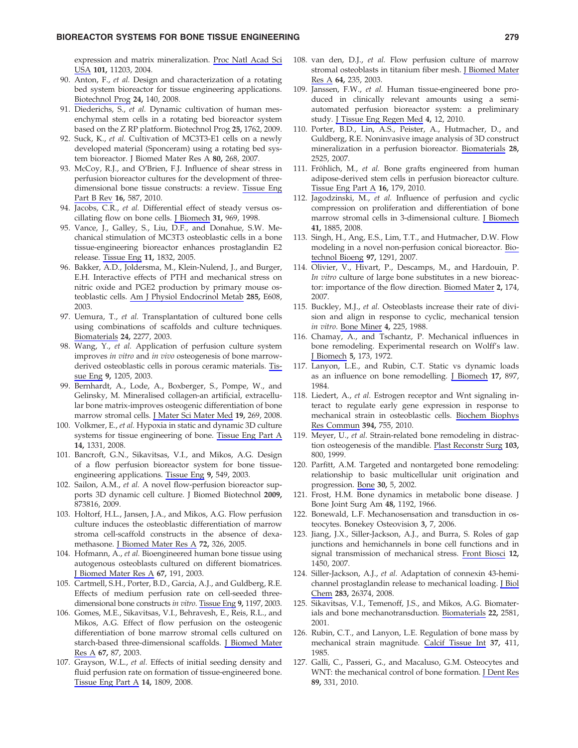expression and matrix mineralization. Proc Natl Acad Sci USA **101,** 11203, 2004.

90. Anton, F., *et al.* Design and characterization of a rotating bed system bioreactor for tissue engineering applications. Biotechnol Prog **24,** 140, 2008.
91. Diederichs, S., *et al.* Dynamic cultivation of human mesenchymal stem cells in a rotating bed bioreactor system based on the Z RP platform. Biotechnol Prog **25,** 1762, 2009.
92. Suck, K., *et al.* Cultivation of MC3T3-E1 cells on a newly developed material (Sponceram) using a rotating bed system bioreactor. J Biomed Mater Res A **80,** 268, 2007.
93. McCoy, R.J., and O'Brien, F.J. Influence of shear stress in perfusion bioreactor cultures for the development of three-dimensional bone tissue constructs: a review. Tissue Eng Part B Rev **16,** 587, 2010.
94. Jacobs, C.R., *et al.* Differential effect of steady versus oscillating flow on bone cells. J Biomech **31,** 969, 1998.
95. Vance, J., Galley, S., Liu, D.F., and Donahue, S.W. Mechanical stimulation of MC3T3 osteoblastic cells in a bone tissue-engineering bioreactor enhances prostaglandin E2 release. Tissue Eng **11,** 1832, 2005.
96. Bakker, A.D., Joldersma, M., Klein-Nulend, J., and Burger, E.H. Interactive effects of PTH and mechanical stress on nitric oxide and PGE2 production by primary mouse osteoblastic cells. Am J Physiol Endocrinol Metab **285,** E608, 2003.
97. Uemura, T., *et al.* Transplantation of cultured bone cells using combinations of scaffolds and culture techniques. Biomaterials **24,** 2277, 2003.
98. Wang, Y., *et al.* Application of perfusion culture system improves *in vitro* and *in vivo* osteogenesis of bone marrow-derived osteoblastic cells in porous ceramic materials. Tissue Eng **9,** 1205, 2003.
99. Bernhardt, A., Lode, A., Boxberger, S., Pompe, W., and Gelinsky, M. Mineralised collagen-an artificial, extracellular bone matrix-improves osteogenic differentiation of bone marrow stromal cells. J Mater Sci Mater Med **19,** 269, 2008.
100. Volkmer, E., *et al.* Hypoxia in static and dynamic 3D culture systems for tissue engineering of bone. Tissue Eng Part A **14,** 1331, 2008.
101. Bancroft, G.N., Sikavitsas, V.I., and Mikos, A.G. Design of a flow perfusion bioreactor system for bone tissue-engineering applications. Tissue Eng **9,** 549, 2003.
102. Sailon, A.M., *et al.* A novel flow-perfusion bioreactor supports 3D dynamic cell culture. J Biomed Biotechnol **2009,** 873816, 2009.
103. Holtorf, H.L., Jansen, J.A., and Mikos, A.G. Flow perfusion culture induces the osteoblastic differentiation of marrow stroma cell-scaffold constructs in the absence of dexamethasone. J Biomed Mater Res A **72,** 326, 2005.
104. Hofmann, A., *et al.* Bioengineered human bone tissue using autogenous osteoblasts cultured on different biomatrices. J Biomed Mater Res A **67,** 191, 2003.
105. Cartmell, S.H., Porter, B.D., Garcia, A.J., and Guldberg, R.E. Effects of medium perfusion rate on cell-seeded three-dimensional bone constructs *in vitro*. Tissue Eng **9,** 1197, 2003.
106. Gomes, M.E., Sikavitsas, V.I., Behravesh, E., Reis, R.L., and Mikos, A.G. Effect of flow perfusion on the osteogenic differentiation of bone marrow stromal cells cultured on starch-based three-dimensional scaffolds. J Biomed Mater Res A **67,** 87, 2003.
107. Grayson, W.L., *et al.* Effects of initial seeding density and fluid perfusion rate on formation of tissue-engineered bone. Tissue Eng Part A **14,** 1809, 2008.
108. van den, D.J., *et al.* Flow perfusion culture of marrow stromal osteoblasts in titanium fiber mesh. J Biomed Mater Res A **64,** 235, 2003.
109. Janssen, F.W., *et al.* Human tissue-engineered bone produced in clinically relevant amounts using a semi-automated perfusion bioreactor system: a preliminary study. J Tissue Eng Regen Med **4,** 12, 2010.
110. Porter, B.D., Lin, A.S., Peister, A., Hutmacher, D., and Guldberg, R.E. Noninvasive image analysis of 3D construct mineralization in a perfusion bioreactor. Biomaterials **28,** 2525, 2007.
111. Fröhlich, M., *et al.* Bone grafts engineered from human adipose-derived stem cells in perfusion bioreactor culture. Tissue Eng Part A **16,** 179, 2010.
112. Jagodzinski, M., *et al.* Influence of perfusion and cyclic compression on proliferation and differentiation of bone marrow stromal cells in 3-dimensional culture. J Biomech **41,** 1885, 2008.
113. Singh, H., Ang, E.S., Lim, T.T., and Hutmacher, D.W. Flow modeling in a novel non-perfusion conical bioreactor. Biotechnol Bioeng **97,** 1291, 2007.
114. Olivier, V., Hivart, P., Descamps, M., and Hardouin, P. *In vitro* culture of large bone substitutes in a new bioreactor: importance of the flow direction. Biomed Mater **2,** 174, 2007.
115. Buckley, M.J., *et al.* Osteoblasts increase their rate of division and align in response to cyclic, mechanical tension *in vitro*. Bone Miner **4,** 225, 1988.
116. Chamay, A., and Tschantz, P. Mechanical influences in bone remodeling. Experimental research on Wolff's law. J Biomech **5,** 173, 1972.
117. Lanyon, L.E., and Rubin, C.T. Static vs dynamic loads as an influence on bone remodelling. J Biomech **17,** 897, 1984.
118. Liedert, A., *et al.* Estrogen receptor and Wnt signaling interact to regulate early gene expression in response to mechanical strain in osteoblastic cells. Biochem Biophys Res Commun **394,** 755, 2010.
119. Meyer, U., *et al.* Strain-related bone remodeling in distraction osteogenesis of the mandible. Plast Reconstr Surg **103,** 800, 1999.
120. Parfitt, A.M. Targeted and nontargeted bone remodeling: relationship to basic multicellular unit origination and progression. Bone **30,** 5, 2002.
121. Frost, H.M. Bone dynamics in metabolic bone disease. J Bone Joint Surg Am **48,** 1192, 1966.
122. Bonewald, L.F. Mechanosensation and transduction in osteocytes. Bonekey Osteovision **3,** 7, 2006.
123. Jiang, J.X., Siller-Jackson, A.J., and Burra, S. Roles of gap junctions and hemichannels in bone cell functions and in signal transmission of mechanical stress. Front Biosci **12,** 1450, 2007.
124. Siller-Jackson, A.J., *et al.* Adaptation of connexin 43-hemichannel prostaglandin release to mechanical loading. J Biol Chem **283,** 26374, 2008.
125. Sikavitsas, V.I., Temenoff, J.S., and Mikos, A.G. Biomaterials and bone mechanotransduction. Biomaterials **22,** 2581, 2001.
126. Rubin, C.T., and Lanyon, L.E. Regulation of bone mass by mechanical strain magnitude. Calcif Tissue Int **37,** 411, 1985.
127. Galli, C., Passeri, G., and Macaluso, G.M. Osteocytes and WNT: the mechanical control of bone formation. J Dent Res **89,** 331, 2010.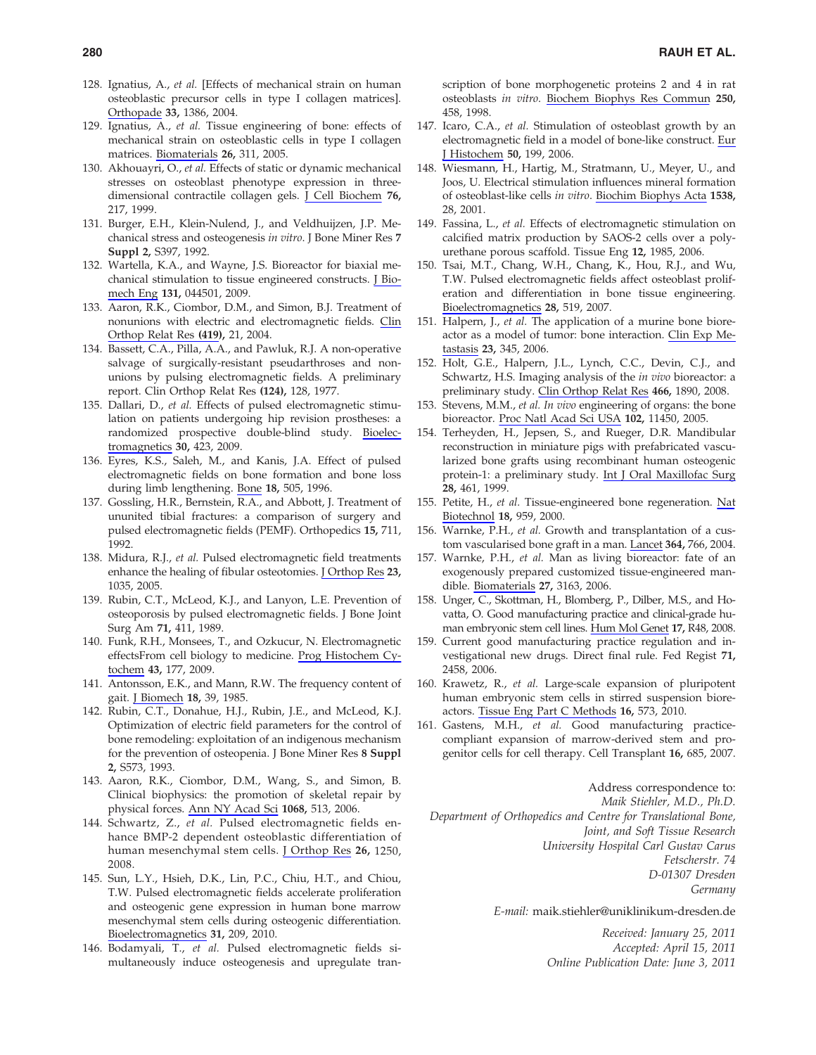128. Ignatius, A., *et al.* [Effects of mechanical strain on human osteoblastic precursor cells in type I collagen matrices]. Orthopade **33,** 1386, 2004.
129. Ignatius, A., *et al.* Tissue engineering of bone: effects of mechanical strain on osteoblastic cells in type I collagen matrices. Biomaterials **26,** 311, 2005.
130. Akhouayri, O., *et al.* Effects of static or dynamic mechanical stresses on osteoblast phenotype expression in three-dimensional contractile collagen gels. J Cell Biochem **76,** 217, 1999.
131. Burger, E.H., Klein-Nulend, J., and Veldhuijzen, J.P. Mechanical stress and osteogenesis *in vitro.* J Bone Miner Res **7 Suppl 2,** S397, 1992.
132. Wartella, K.A., and Wayne, J.S. Bioreactor for biaxial mechanical stimulation to tissue engineered constructs. J Biomech Eng **131,** 044501, 2009.
133. Aaron, R.K., Ciombor, D.M., and Simon, B.J. Treatment of nonunions with electric and electromagnetic fields. Clin Orthop Relat Res **(419),** 21, 2004.
134. Bassett, C.A., Pilla, A.A., and Pawluk, R.J. A non-operative salvage of surgically-resistant pseudarthroses and non-unions by pulsing electromagnetic fields. A preliminary report. Clin Orthop Relat Res **(124),** 128, 1977.
135. Dallari, D., *et al.* Effects of pulsed electromagnetic stimulation on patients undergoing hip revision prostheses: a randomized prospective double-blind study. Bioelectromagnetics **30,** 423, 2009.
136. Eyres, K.S., Saleh, M., and Kanis, J.A. Effect of pulsed electromagnetic fields on bone formation and bone loss during limb lengthening. Bone **18,** 505, 1996.
137. Gossling, H.R., Bernstein, R.A., and Abbott, J. Treatment of ununited tibial fractures: a comparison of surgery and pulsed electromagnetic fields (PEMF). Orthopedics **15,** 711, 1992.
138. Midura, R.J., *et al.* Pulsed electromagnetic field treatments enhance the healing of fibular osteotomies. J Orthop Res **23,** 1035, 2005.
139. Rubin, C.T., McLeod, K.J., and Lanyon, L.E. Prevention of osteoporosis by pulsed electromagnetic fields. J Bone Joint Surg Am **71,** 411, 1989.
140. Funk, R.H., Monsees, T., and Ozkucur, N. Electromagnetic effectsFrom cell biology to medicine. Prog Histochem Cytochem **43,** 177, 2009.
141. Antonsson, E.K., and Mann, R.W. The frequency content of gait. J Biomech **18,** 39, 1985.
142. Rubin, C.T., Donahue, H.J., Rubin, J.E., and McLeod, K.J. Optimization of electric field parameters for the control of bone remodeling: exploitation of an indigenous mechanism for the prevention of osteopenia. J Bone Miner Res **8 Suppl 2,** S573, 1993.
143. Aaron, R.K., Ciombor, D.M., Wang, S., and Simon, B. Clinical biophysics: the promotion of skeletal repair by physical forces. Ann NY Acad Sci **1068,** 513, 2006.
144. Schwartz, Z., *et al.* Pulsed electromagnetic fields enhance BMP-2 dependent osteoblastic differentiation of human mesenchymal stem cells. J Orthop Res **26,** 1250, 2008.
145. Sun, L.Y., Hsieh, D.K., Lin, P.C., Chiu, H.T., and Chiou, T.W. Pulsed electromagnetic fields accelerate proliferation and osteogenic gene expression in human bone marrow mesenchymal stem cells during osteogenic differentiation. Bioelectromagnetics **31,** 209, 2010.
146. Bodamyali, T., *et al.* Pulsed electromagnetic fields simultaneously induce osteogenesis and upregulate transcription of bone morphogenetic proteins 2 and 4 in rat osteoblasts *in vitro.* Biochem Biophys Res Commun **250,** 458, 1998.
147. Icaro, C.A., *et al.* Stimulation of osteoblast growth by an electromagnetic field in a model of bone-like construct. Eur J Histochem **50,** 199, 2006.
148. Wiesmann, H., Hartig, M., Stratmann, U., Meyer, U., and Joos, U. Electrical stimulation influences mineral formation of osteoblast-like cells *in vitro*. Biochim Biophys Acta **1538,** 28, 2001.
149. Fassina, L., *et al.* Effects of electromagnetic stimulation on calcified matrix production by SAOS-2 cells over a polyurethane porous scaffold. Tissue Eng **12,** 1985, 2006.
150. Tsai, M.T., Chang, W.H., Chang, K., Hou, R.J., and Wu, T.W. Pulsed electromagnetic fields affect osteoblast proliferation and differentiation in bone tissue engineering. Bioelectromagnetics **28,** 519, 2007.
151. Halpern, J., *et al.* The application of a murine bone bioreactor as a model of tumor: bone interaction. Clin Exp Metastasis **23,** 345, 2006.
152. Holt, G.E., Halpern, J.L., Lynch, C.C., Devin, C.J., and Schwartz, H.S. Imaging analysis of the *in vivo* bioreactor: a preliminary study. Clin Orthop Relat Res **466,** 1890, 2008.
153. Stevens, M.M., *et al. In vivo* engineering of organs: the bone bioreactor. Proc Natl Acad Sci USA **102,** 11450, 2005.
154. Terheyden, H., Jepsen, S., and Rueger, D.R. Mandibular reconstruction in miniature pigs with prefabricated vascularized bone grafts using recombinant human osteogenic protein-1: a preliminary study. Int J Oral Maxillofac Surg **28,** 461, 1999.
155. Petite, H., *et al.* Tissue-engineered bone regeneration. Nat Biotechnol **18,** 959, 2000.
156. Warnke, P.H., *et al.* Growth and transplantation of a custom vascularised bone graft in a man. Lancet **364,** 766, 2004.
157. Warnke, P.H., *et al.* Man as living bioreactor: fate of an exogenously prepared customized tissue-engineered mandible. Biomaterials **27,** 3163, 2006.
158. Unger, C., Skottman, H., Blomberg, P., Dilber, M.S., and Hovatta, O. Good manufacturing practice and clinical-grade human embryonic stem cell lines. Hum Mol Genet **17,** R48, 2008.
159. Current good manufacturing practice regulation and investigational new drugs. Direct final rule. Fed Regist **71,** 2458, 2006.
160. Krawetz, R., *et al.* Large-scale expansion of pluripotent human embryonic stem cells in stirred suspension bioreactors. Tissue Eng Part C Methods **16,** 573, 2010.
161. Gastens, M.H., *et al.* Good manufacturing practice-compliant expansion of marrow-derived stem and progenitor cells for cell therapy. Cell Transplant **16,** 685, 2007.

Address correspondence to:
*Maik Stiehler, M.D., Ph.D.*
*Department of Orthopedics and Centre for Translational Bone, Joint, and Soft Tissue Research*
*University Hospital Carl Gustav Carus*
*Fetscherstr. 74*
*D-01307 Dresden*
*Germany*

*E-mail:* maik.stiehler@uniklinikum-dresden.de

*Received: January 25, 2011*
*Accepted: April 15, 2011*
*Online Publication Date: June 3, 2011*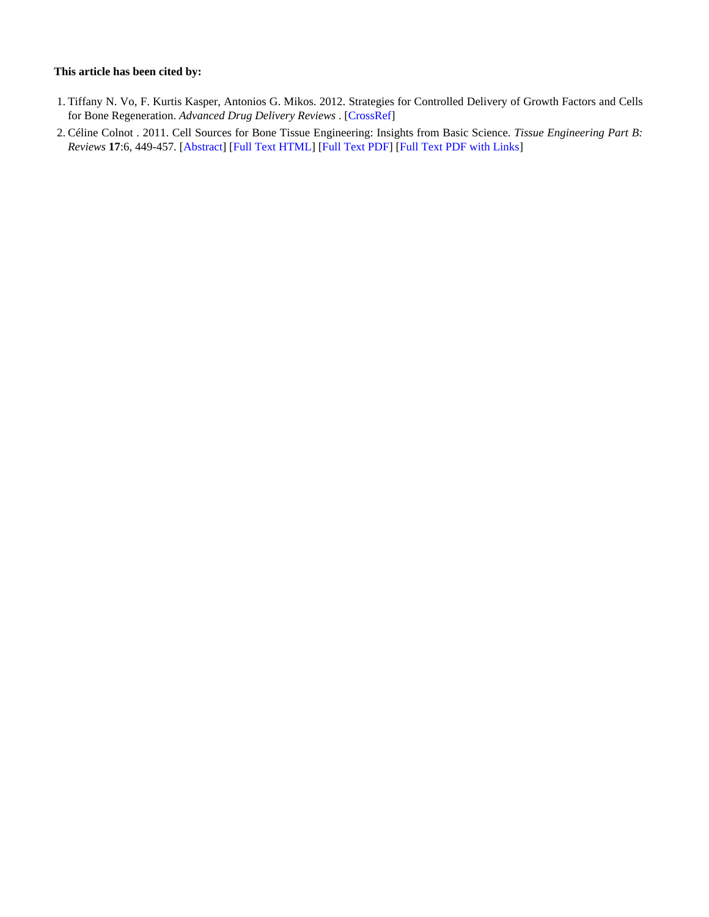**This article has been cited by:**

1. Tiffany N. Vo, F. Kurtis Kasper, Antonios G. Mikos. 2012. Strategies for Controlled Delivery of Growth Factors and Cells for Bone Regeneration. *Advanced Drug Delivery Reviews* . [CrossRef]
2. Céline Colnot . 2011. Cell Sources for Bone Tissue Engineering: Insights from Basic Science. *Tissue Engineering Part B: Reviews* **17**:6, 449-457. [Abstract] [Full Text HTML] [Full Text PDF] [Full Text PDF with Links]